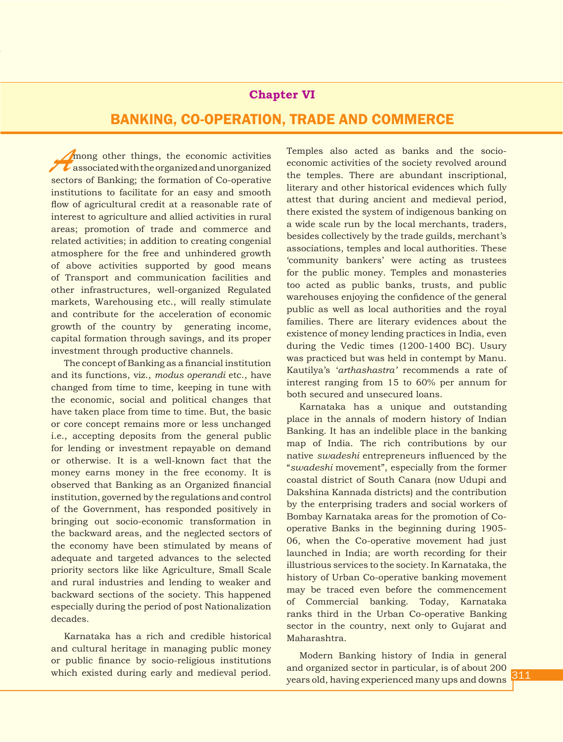# Chapter VI

## BANKING, CO-OPERATION, TRADE AND COMMERCE

Among other things, the economic activities associated with the organized and unorganized sectors of Banking; the formation of Co-operative institutions to facilitate for an easy and smooth flow of agricultural credit at a reasonable rate of interest to agriculture and allied activities in rural areas; promotion of trade and commerce and related activities; in addition to creating congenial atmosphere for the free and unhindered growth of above activities supported by good means of Transport and communication facilities and other infrastructures, well-organized Regulated markets, Warehousing etc., will really stimulate and contribute for the acceleration of economic growth of the country by generating income, capital formation through savings, and its proper investment through productive channels.

The concept of Banking as a financial institution and its functions, viz., *modus operandi* etc., have changed from time to time, keeping in tune with the economic, social and political changes that have taken place from time to time. But, the basic or core concept remains more or less unchanged i.e., accepting deposits from the general public for lending or investment repayable on demand or otherwise. It is a well-known fact that the money earns money in the free economy. It is observed that Banking as an Organized financial institution, governed by the regulations and control of the Government, has responded positively in bringing out socio-economic transformation in the backward areas, and the neglected sectors of the economy have been stimulated by means of adequate and targeted advances to the selected priority sectors like like Agriculture, Small Scale and rural industries and lending to weaker and backward sections of the society. This happened especially during the period of post Nationalization decades.

Karnataka has a rich and credible historical and cultural heritage in managing public money or public finance by socio-religious institutions which existed during early and medieval period. Temples also acted as banks and the socio-economic activities of the society revolved around the temples. There are abundant inscriptional, literary and other historical evidences which fully attest that during ancient and medieval period, there existed the system of indigenous banking on a wide scale run by the local merchants, traders, besides collectively by the trade guilds, merchant's associations, temples and local authorities. These 'community bankers' were acting as trustees for the public money. Temples and monasteries too acted as public banks, trusts, and public warehouses enjoying the confidence of the general public as well as local authorities and the royal families. There are literary evidences about the existence of money lending practices in India, even during the Vedic times (1200-1400 BC). Usury was practiced but was held in contempt by Manu. Kautilya's *'arthashastra'* recommends a rate of interest ranging from 15 to 60% per annum for both secured and unsecured loans.

Karnataka has a unique and outstanding place in the annals of modern history of Indian Banking. It has an indelible place in the banking map of India. The rich contributions by our native *swadeshi* entrepreneurs influenced by the "*swadeshi* movement", especially from the former coastal district of South Canara (now Udupi and Dakshina Kannada districts) and the contribution by the enterprising traders and social workers of Bombay Karnataka areas for the promotion of Co-operative Banks in the beginning during 1905-06, when the Co-operative movement had just launched in India; are worth recording for their illustrious services to the society. In Karnataka, the history of Urban Co-operative banking movement may be traced even before the commencement of Commercial banking. Today, Karnataka ranks third in the Urban Co-operative Banking sector in the country, next only to Gujarat and Maharashtra.

Modern Banking history of India in general and organized sector in particular, is of about 200 years old, having experienced many ups and downs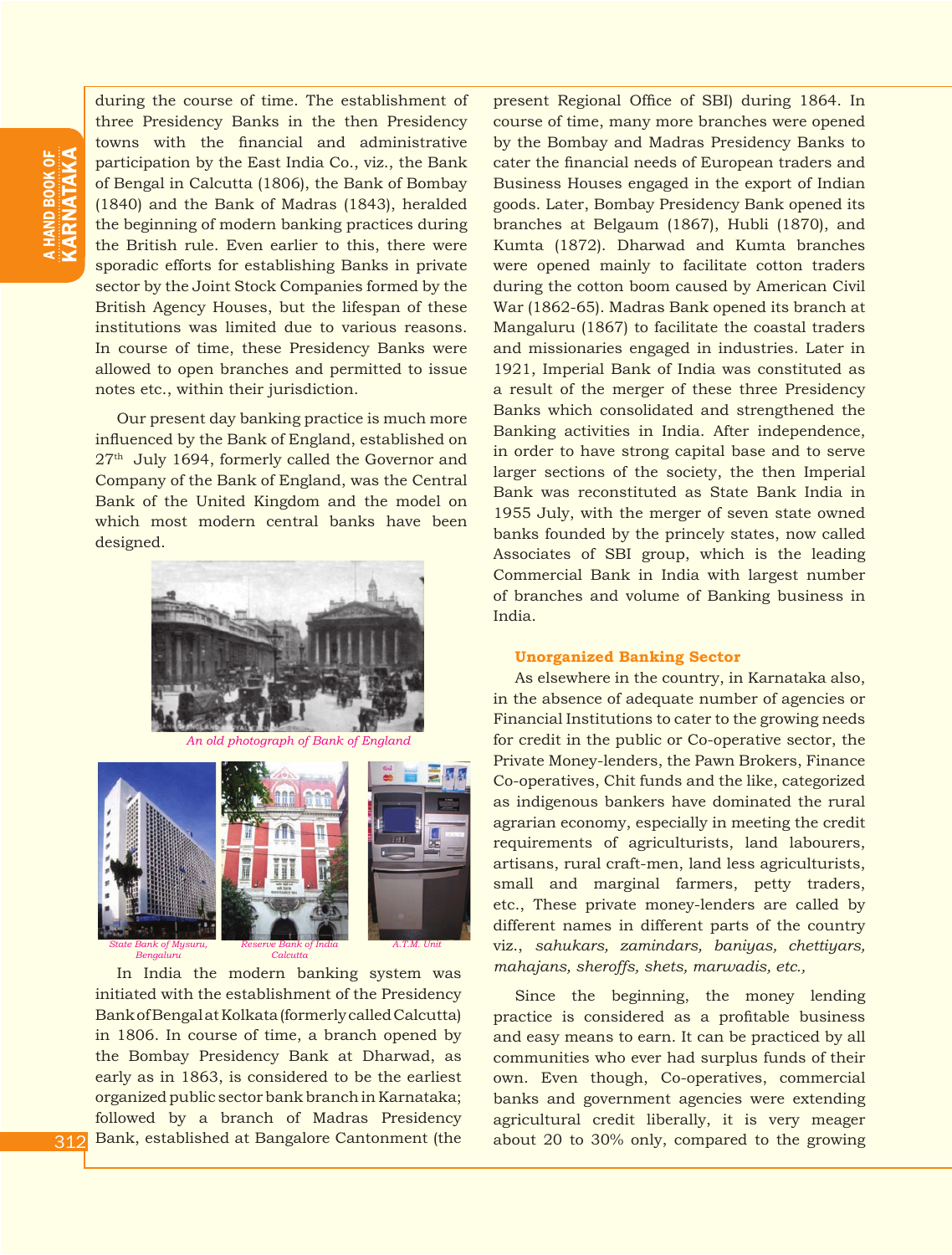during the course of time. The establishment of three Presidency Banks in the then Presidency towns with the financial and administrative participation by the East India Co., viz., the Bank of Bengal in Calcutta (1806), the Bank of Bombay (1840) and the Bank of Madras (1843), heralded the beginning of modern banking practices during the British rule. Even earlier to this, there were sporadic efforts for establishing Banks in private sector by the Joint Stock Companies formed by the British Agency Houses, but the lifespan of these institutions was limited due to various reasons. In course of time, these Presidency Banks were allowed to open branches and permitted to issue notes etc., within their jurisdiction.

Our present day banking practice is much more influenced by the Bank of England, established on 27th July 1694, formerly called the Governor and Company of the Bank of England, was the Central Bank of the United Kingdom and the model on which most modern central banks have been designed.

*An old photograph of Bank of England*

*State Bank of Mysuru, Bengaluru*

*Reserve Bank of India Calcutta*

*A.T.M. Unit*

In India the modern banking system was initiated with the establishment of the Presidency Bank of Bengal at Kolkata (formerly called Calcutta) in 1806. In course of time, a branch opened by the Bombay Presidency Bank at Dharwad, as early as in 1863, is considered to be the earliest organized public sector bank branch in Karnataka; followed by a branch of Madras Presidency Bank, established at Bangalore Cantonment (the present Regional Office of SBI) during 1864. In course of time, many more branches were opened by the Bombay and Madras Presidency Banks to cater the financial needs of European traders and Business Houses engaged in the export of Indian goods. Later, Bombay Presidency Bank opened its branches at Belgaum (1867), Hubli (1870), and Kumta (1872). Dharwad and Kumta branches were opened mainly to facilitate cotton traders during the cotton boom caused by American Civil War (1862-65). Madras Bank opened its branch at Mangaluru (1867) to facilitate the coastal traders and missionaries engaged in industries. Later in 1921, Imperial Bank of India was constituted as a result of the merger of these three Presidency Banks which consolidated and strengthened the Banking activities in India. After independence, in order to have strong capital base and to serve larger sections of the society, the then Imperial Bank was reconstituted as State Bank India in 1955 July, with the merger of seven state owned banks founded by the princely states, now called Associates of SBI group, which is the leading Commercial Bank in India with largest number of branches and volume of Banking business in India.

### Unorganized Banking Sector

As elsewhere in the country, in Karnataka also, in the absence of adequate number of agencies or Financial Institutions to cater to the growing needs for credit in the public or Co-operative sector, the Private Money-lenders, the Pawn Brokers, Finance Co-operatives, Chit funds and the like, categorized as indigenous bankers have dominated the rural agrarian economy, especially in meeting the credit requirements of agriculturists, land labourers, artisans, rural craft-men, land less agriculturists, small and marginal farmers, petty traders, etc., These private money-lenders are called by different names in different parts of the country viz., *sahukars, zamindars, baniyas, chettiyars, mahajans, sheroffs, shets, marwadis, etc.,*

Since the beginning, the money lending practice is considered as a profitable business and easy means to earn. It can be practiced by all communities who ever had surplus funds of their own. Even though, Co-operatives, commercial banks and government agencies were extending agricultural credit liberally, it is very meager about 20 to 30% only, compared to the growing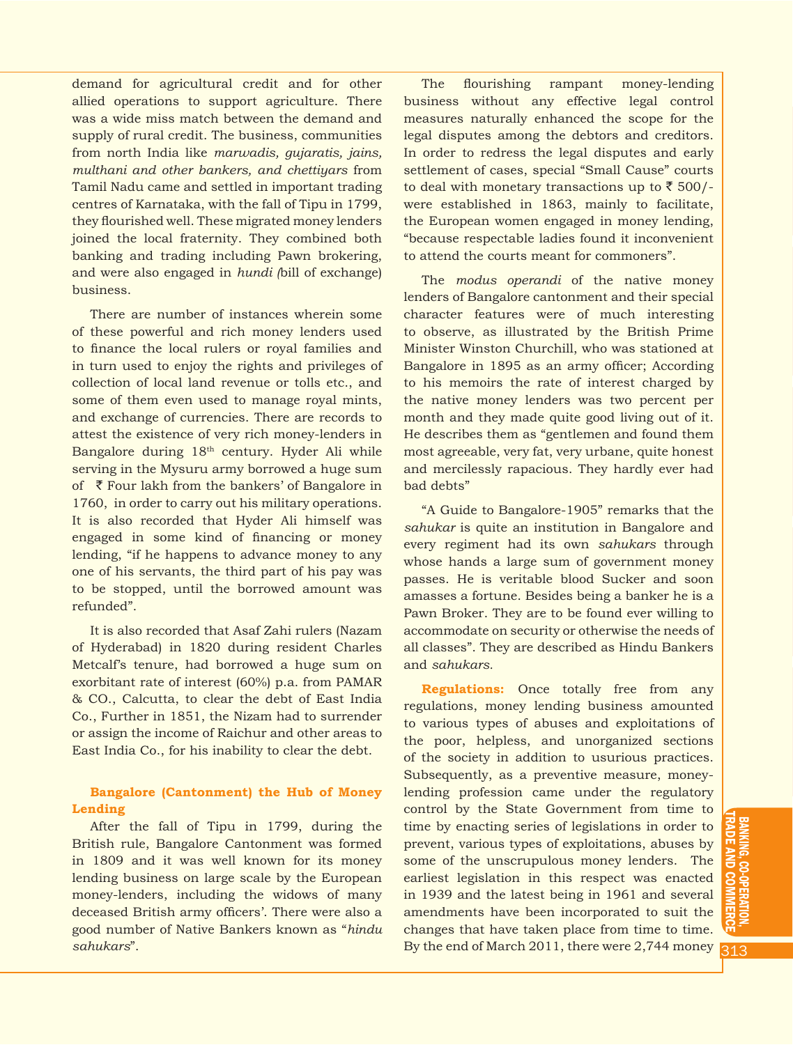demand for agricultural credit and for other allied operations to support agriculture. There was a wide miss match between the demand and supply of rural credit. The business, communities from north India like *marwadis, gujaratis, jains, multhani and other bankers, and chettiyars* from Tamil Nadu came and settled in important trading centres of Karnataka, with the fall of Tipu in 1799, they flourished well. These migrated money lenders joined the local fraternity. They combined both banking and trading including Pawn brokering, and were also engaged in *hundi (*bill of exchange) business.

There are number of instances wherein some of these powerful and rich money lenders used to finance the local rulers or royal families and in turn used to enjoy the rights and privileges of collection of local land revenue or tolls etc., and some of them even used to manage royal mints, and exchange of currencies. There are records to attest the existence of very rich money-lenders in Bangalore during 18th century. Hyder Ali while serving in the Mysuru army borrowed a huge sum of ₹ Four lakh from the bankers' of Bangalore in 1760, in order to carry out his military operations. It is also recorded that Hyder Ali himself was engaged in some kind of financing or money lending, "if he happens to advance money to any one of his servants, the third part of his pay was to be stopped, until the borrowed amount was refunded".

It is also recorded that Asaf Zahi rulers (Nazam of Hyderabad) in 1820 during resident Charles Metcalf's tenure, had borrowed a huge sum on exorbitant rate of interest (60%) p.a. from PAMAR & CO., Calcutta, to clear the debt of East India Co., Further in 1851, the Nizam had to surrender or assign the income of Raichur and other areas to East India Co., for his inability to clear the debt.

### Bangalore (Cantonment) the Hub of Money Lending

After the fall of Tipu in 1799, during the British rule, Bangalore Cantonment was formed in 1809 and it was well known for its money lending business on large scale by the European money-lenders, including the widows of many deceased British army officers'. There were also a good number of Native Bankers known as "*hindu sahukars*".

The flourishing rampant money-lending business without any effective legal control measures naturally enhanced the scope for the legal disputes among the debtors and creditors. In order to redress the legal disputes and early settlement of cases, special "Small Cause" courts to deal with monetary transactions up to ₹ 500/- were established in 1863, mainly to facilitate, the European women engaged in money lending, "because respectable ladies found it inconvenient to attend the courts meant for commoners".

The *modus operandi* of the native money lenders of Bangalore cantonment and their special character features were of much interesting to observe, as illustrated by the British Prime Minister Winston Churchill, who was stationed at Bangalore in 1895 as an army officer; According to his memoirs the rate of interest charged by the native money lenders was two percent per month and they made quite good living out of it. He describes them as "gentlemen and found them most agreeable, very fat, very urbane, quite honest and mercilessly rapacious. They hardly ever had bad debts"

"A Guide to Bangalore-1905" remarks that the *sahukar* is quite an institution in Bangalore and every regiment had its own *sahukars* through whose hands a large sum of government money passes. He is veritable blood Sucker and soon amasses a fortune. Besides being a banker he is a Pawn Broker. They are to be found ever willing to accommodate on security or otherwise the needs of all classes". They are described as Hindu Bankers and *sahukars.*

**Regulations:** Once totally free from any regulations, money lending business amounted to various types of abuses and exploitations of the poor, helpless, and unorganized sections of the society in addition to usurious practices. Subsequently, as a preventive measure, money-lending profession came under the regulatory control by the State Government from time to time by enacting series of legislations in order to prevent, various types of exploitations, abuses by some of the unscrupulous money lenders. The earliest legislation in this respect was enacted in 1939 and the latest being in 1961 and several amendments have been incorporated to suit the changes that have taken place from time to time. By the end of March 2011, there were 2,744 money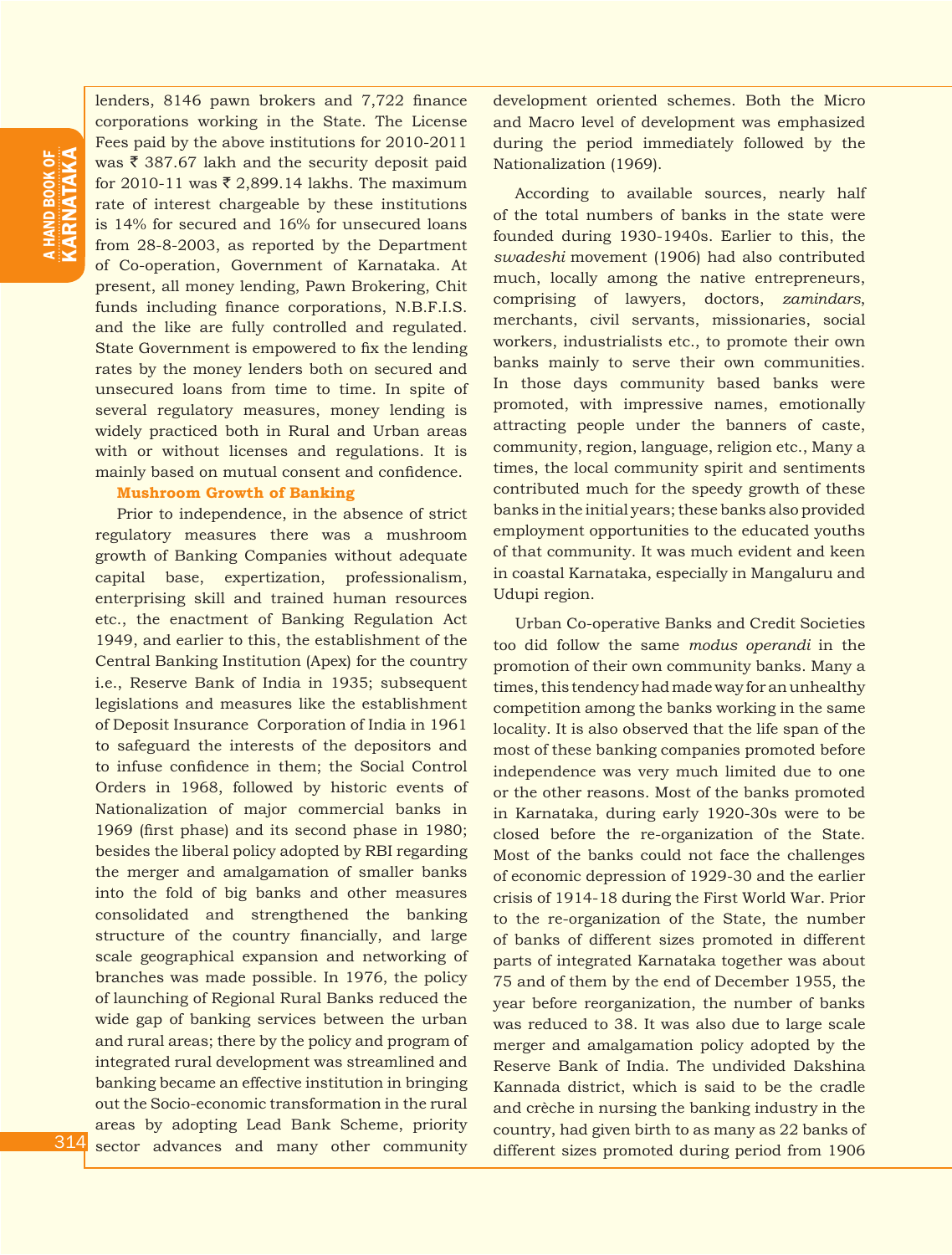lenders, 8146 pawn brokers and 7,722 finance corporations working in the State. The License Fees paid by the above institutions for 2010-2011 was ₹ 387.67 lakh and the security deposit paid for 2010-11 was ₹ 2,899.14 lakhs. The maximum rate of interest chargeable by these institutions is 14% for secured and 16% for unsecured loans from 28-8-2003, as reported by the Department of Co-operation, Government of Karnataka. At present, all money lending, Pawn Brokering, Chit funds including finance corporations, N.B.F.I.S. and the like are fully controlled and regulated. State Government is empowered to fix the lending rates by the money lenders both on secured and unsecured loans from time to time. In spite of several regulatory measures, money lending is widely practiced both in Rural and Urban areas with or without licenses and regulations. It is mainly based on mutual consent and confidence.

### Mushroom Growth of Banking

Prior to independence, in the absence of strict regulatory measures there was a mushroom growth of Banking Companies without adequate capital base, expertization, professionalism, enterprising skill and trained human resources etc., the enactment of Banking Regulation Act 1949, and earlier to this, the establishment of the Central Banking Institution (Apex) for the country i.e., Reserve Bank of India in 1935; subsequent legislations and measures like the establishment of Deposit Insurance Corporation of India in 1961 to safeguard the interests of the depositors and to infuse confidence in them; the Social Control Orders in 1968, followed by historic events of Nationalization of major commercial banks in 1969 (first phase) and its second phase in 1980; besides the liberal policy adopted by RBI regarding the merger and amalgamation of smaller banks into the fold of big banks and other measures consolidated and strengthened the banking structure of the country financially, and large scale geographical expansion and networking of branches was made possible. In 1976, the policy of launching of Regional Rural Banks reduced the wide gap of banking services between the urban and rural areas; there by the policy and program of integrated rural development was streamlined and banking became an effective institution in bringing out the Socio-economic transformation in the rural areas by adopting Lead Bank Scheme, priority sector advances and many other community development oriented schemes. Both the Micro and Macro level of development was emphasized during the period immediately followed by the Nationalization (1969).

According to available sources, nearly half of the total numbers of banks in the state were founded during 1930-1940s. Earlier to this, the *swadeshi* movement (1906) had also contributed much, locally among the native entrepreneurs, comprising of lawyers, doctors, *zamindars*, merchants, civil servants, missionaries, social workers, industrialists etc., to promote their own banks mainly to serve their own communities. In those days community based banks were promoted, with impressive names, emotionally attracting people under the banners of caste, community, region, language, religion etc., Many a times, the local community spirit and sentiments contributed much for the speedy growth of these banks in the initial years; these banks also provided employment opportunities to the educated youths of that community. It was much evident and keen in coastal Karnataka, especially in Mangaluru and Udupi region.

Urban Co-operative Banks and Credit Societies too did follow the same *modus operandi* in the promotion of their own community banks. Many a times, this tendency had made way for an unhealthy competition among the banks working in the same locality. It is also observed that the life span of the most of these banking companies promoted before independence was very much limited due to one or the other reasons. Most of the banks promoted in Karnataka, during early 1920-30s were to be closed before the re-organization of the State. Most of the banks could not face the challenges of economic depression of 1929-30 and the earlier crisis of 1914-18 during the First World War. Prior to the re-organization of the State, the number of banks of different sizes promoted in different parts of integrated Karnataka together was about 75 and of them by the end of December 1955, the year before reorganization, the number of banks was reduced to 38. It was also due to large scale merger and amalgamation policy adopted by the Reserve Bank of India. The undivided Dakshina Kannada district, which is said to be the cradle and crèche in nursing the banking industry in the country, had given birth to as many as 22 banks of different sizes promoted during period from 1906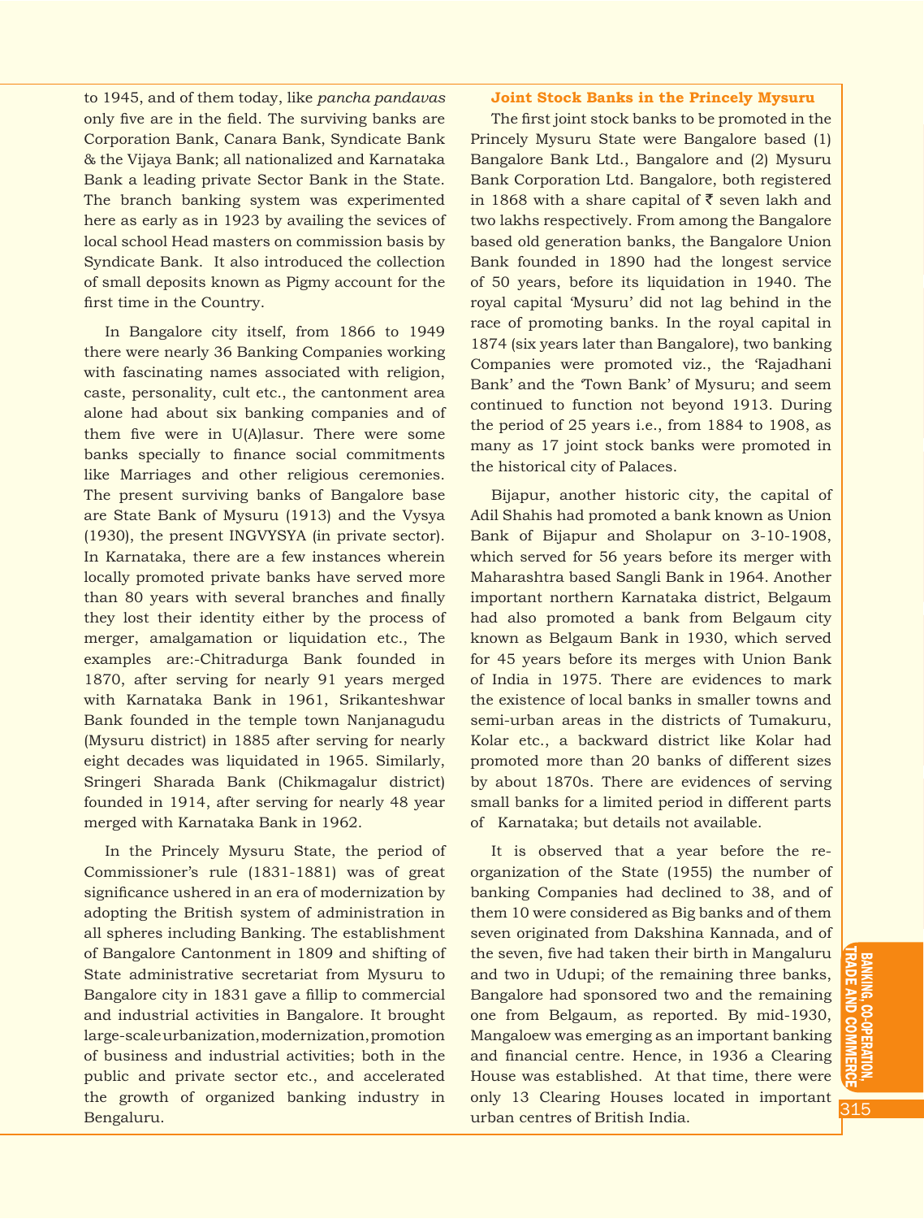to 1945, and of them today, like *pancha pandavas* only five are in the field. The surviving banks are Corporation Bank, Canara Bank, Syndicate Bank & the Vijaya Bank; all nationalized and Karnataka Bank a leading private Sector Bank in the State. The branch banking system was experimented here as early as in 1923 by availing the sevices of local school Head masters on commission basis by Syndicate Bank. It also introduced the collection of small deposits known as Pigmy account for the first time in the Country.

In Bangalore city itself, from 1866 to 1949 there were nearly 36 Banking Companies working with fascinating names associated with religion, caste, personality, cult etc., the cantonment area alone had about six banking companies and of them five were in U(A)lasur. There were some banks specially to finance social commitments like Marriages and other religious ceremonies. The present surviving banks of Bangalore base are State Bank of Mysuru (1913) and the Vysya (1930), the present INGVYSYA (in private sector). In Karnataka, there are a few instances wherein locally promoted private banks have served more than 80 years with several branches and finally they lost their identity either by the process of merger, amalgamation or liquidation etc., The examples are:-Chitradurga Bank founded in 1870, after serving for nearly 91 years merged with Karnataka Bank in 1961, Srikanteshwar Bank founded in the temple town Nanjanagudu (Mysuru district) in 1885 after serving for nearly eight decades was liquidated in 1965. Similarly, Sringeri Sharada Bank (Chikmagalur district) founded in 1914, after serving for nearly 48 year merged with Karnataka Bank in 1962.

In the Princely Mysuru State, the period of Commissioner's rule (1831-1881) was of great significance ushered in an era of modernization by adopting the British system of administration in all spheres including Banking. The establishment of Bangalore Cantonment in 1809 and shifting of State administrative secretariat from Mysuru to Bangalore city in 1831 gave a fillip to commercial and industrial activities in Bangalore. It brought large-scale urbanization, modernization, promotion of business and industrial activities; both in the public and private sector etc., and accelerated the growth of organized banking industry in Bengaluru.

### Joint Stock Banks in the Princely Mysuru

The first joint stock banks to be promoted in the Princely Mysuru State were Bangalore based (1) Bangalore Bank Ltd., Bangalore and (2) Mysuru Bank Corporation Ltd. Bangalore, both registered in 1868 with a share capital of ₹ seven lakh and two lakhs respectively. From among the Bangalore based old generation banks, the Bangalore Union Bank founded in 1890 had the longest service of 50 years, before its liquidation in 1940. The royal capital 'Mysuru' did not lag behind in the race of promoting banks. In the royal capital in 1874 (six years later than Bangalore), two banking Companies were promoted viz., the 'Rajadhani Bank' and the 'Town Bank' of Mysuru; and seem continued to function not beyond 1913. During the period of 25 years i.e., from 1884 to 1908, as many as 17 joint stock banks were promoted in the historical city of Palaces.

Bijapur, another historic city, the capital of Adil Shahis had promoted a bank known as Union Bank of Bijapur and Sholapur on 3-10-1908, which served for 56 years before its merger with Maharashtra based Sangli Bank in 1964. Another important northern Karnataka district, Belgaum had also promoted a bank from Belgaum city known as Belgaum Bank in 1930, which served for 45 years before its merges with Union Bank of India in 1975. There are evidences to mark the existence of local banks in smaller towns and semi-urban areas in the districts of Tumakuru, Kolar etc., a backward district like Kolar had promoted more than 20 banks of different sizes by about 1870s. There are evidences of serving small banks for a limited period in different parts of Karnataka; but details not available.

It is observed that a year before the re-organization of the State (1955) the number of banking Companies had declined to 38, and of them 10 were considered as Big banks and of them seven originated from Dakshina Kannada, and of the seven, five had taken their birth in Mangaluru and two in Udupi; of the remaining three banks, Bangalore had sponsored two and the remaining one from Belgaum, as reported. By mid-1930, Mangaloew was emerging as an important banking and financial centre. Hence, in 1936 a Clearing House was established. At that time, there were only 13 Clearing Houses located in important urban centres of British India.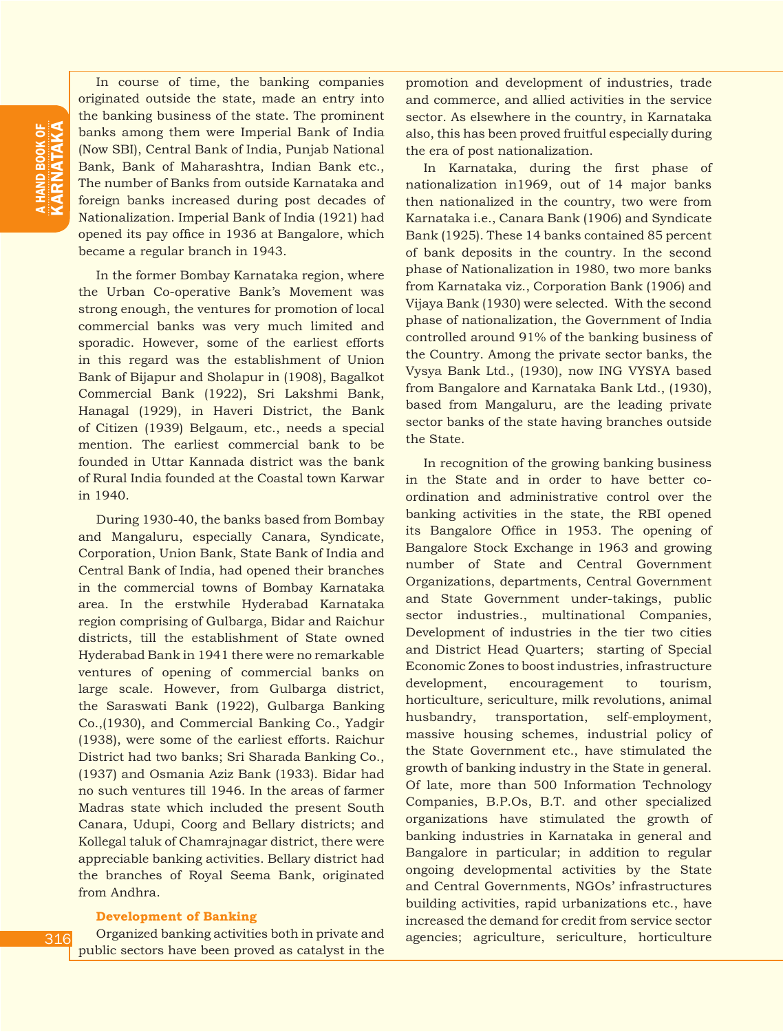In course of time, the banking companies originated outside the state, made an entry into the banking business of the state. The prominent banks among them were Imperial Bank of India (Now SBI), Central Bank of India, Punjab National Bank, Bank of Maharashtra, Indian Bank etc., The number of Banks from outside Karnataka and foreign banks increased during post decades of Nationalization. Imperial Bank of India (1921) had opened its pay office in 1936 at Bangalore, which became a regular branch in 1943.

In the former Bombay Karnataka region, where the Urban Co-operative Bank's Movement was strong enough, the ventures for promotion of local commercial banks was very much limited and sporadic. However, some of the earliest efforts in this regard was the establishment of Union Bank of Bijapur and Sholapur in (1908), Bagalkot Commercial Bank (1922), Sri Lakshmi Bank, Hanagal (1929), in Haveri District, the Bank of Citizen (1939) Belgaum, etc., needs a special mention. The earliest commercial bank to be founded in Uttar Kannada district was the bank of Rural India founded at the Coastal town Karwar in 1940.

During 1930-40, the banks based from Bombay and Mangaluru, especially Canara, Syndicate, Corporation, Union Bank, State Bank of India and Central Bank of India, had opened their branches in the commercial towns of Bombay Karnataka area. In the erstwhile Hyderabad Karnataka region comprising of Gulbarga, Bidar and Raichur districts, till the establishment of State owned Hyderabad Bank in 1941 there were no remarkable ventures of opening of commercial banks on large scale. However, from Gulbarga district, the Saraswati Bank (1922), Gulbarga Banking Co.,(1930), and Commercial Banking Co., Yadgir (1938), were some of the earliest efforts. Raichur District had two banks; Sri Sharada Banking Co., (1937) and Osmania Aziz Bank (1933). Bidar had no such ventures till 1946. In the areas of farmer Madras state which included the present South Canara, Udupi, Coorg and Bellary districts; and Kollegal taluk of Chamrajnagar district, there were appreciable banking activities. Bellary district had the branches of Royal Seema Bank, originated from Andhra.

### Development of Banking

Organized banking activities both in private and public sectors have been proved as catalyst in the promotion and development of industries, trade and commerce, and allied activities in the service sector. As elsewhere in the country, in Karnataka also, this has been proved fruitful especially during the era of post nationalization.

In Karnataka, during the first phase of nationalization in1969, out of 14 major banks then nationalized in the country, two were from Karnataka i.e., Canara Bank (1906) and Syndicate Bank (1925). These 14 banks contained 85 percent of bank deposits in the country. In the second phase of Nationalization in 1980, two more banks from Karnataka viz., Corporation Bank (1906) and Vijaya Bank (1930) were selected. With the second phase of nationalization, the Government of India controlled around 91% of the banking business of the Country. Among the private sector banks, the Vysya Bank Ltd., (1930), now ING VYSYA based from Bangalore and Karnataka Bank Ltd., (1930), based from Mangaluru, are the leading private sector banks of the state having branches outside the State.

In recognition of the growing banking business in the State and in order to have better co-ordination and administrative control over the banking activities in the state, the RBI opened its Bangalore Office in 1953. The opening of Bangalore Stock Exchange in 1963 and growing number of State and Central Government Organizations, departments, Central Government and State Government under-takings, public sector industries., multinational Companies, Development of industries in the tier two cities and District Head Quarters; starting of Special Economic Zones to boost industries, infrastructure development, encouragement to tourism, horticulture, sericulture, milk revolutions, animal husbandry, transportation, self-employment, massive housing schemes, industrial policy of the State Government etc., have stimulated the growth of banking industry in the State in general. Of late, more than 500 Information Technology Companies, B.P.Os, B.T. and other specialized organizations have stimulated the growth of banking industries in Karnataka in general and Bangalore in particular; in addition to regular ongoing developmental activities by the State and Central Governments, NGOs' infrastructures building activities, rapid urbanizations etc., have increased the demand for credit from service sector agencies; agriculture, sericulture, horticulture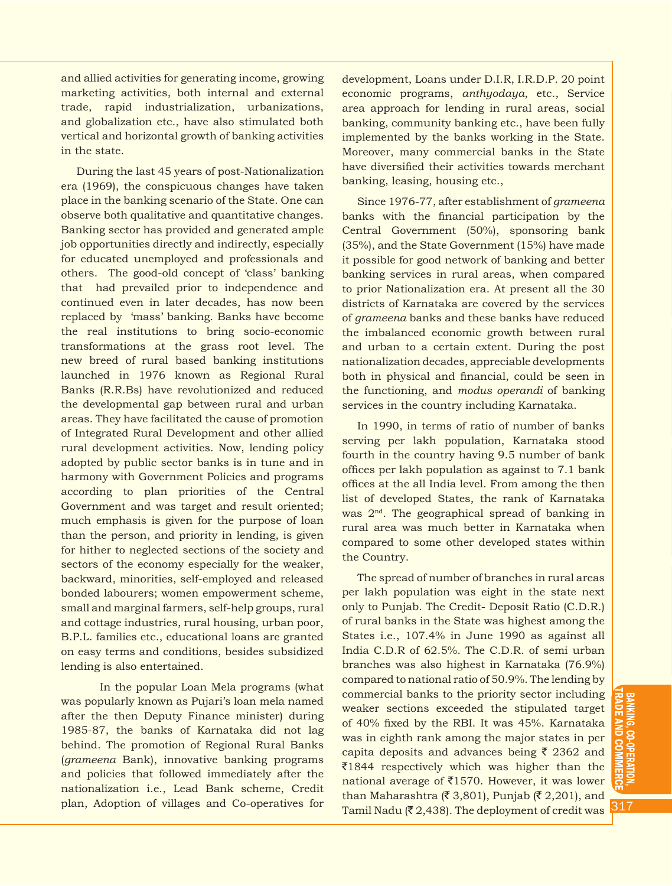and allied activities for generating income, growing marketing activities, both internal and external trade, rapid industrialization, urbanizations, and globalization etc., have also stimulated both vertical and horizontal growth of banking activities in the state.

During the last 45 years of post-Nationalization era (1969), the conspicuous changes have taken place in the banking scenario of the State. One can observe both qualitative and quantitative changes. Banking sector has provided and generated ample job opportunities directly and indirectly, especially for educated unemployed and professionals and others. The good-old concept of 'class' banking that had prevailed prior to independence and continued even in later decades, has now been replaced by 'mass' banking. Banks have become the real institutions to bring socio-economic transformations at the grass root level. The new breed of rural based banking institutions launched in 1976 known as Regional Rural Banks (R.R.Bs) have revolutionized and reduced the developmental gap between rural and urban areas. They have facilitated the cause of promotion of Integrated Rural Development and other allied rural development activities. Now, lending policy adopted by public sector banks is in tune and in harmony with Government Policies and programs according to plan priorities of the Central Government and was target and result oriented; much emphasis is given for the purpose of loan than the person, and priority in lending, is given for hither to neglected sections of the society and sectors of the economy especially for the weaker, backward, minorities, self-employed and released bonded labourers; women empowerment scheme, small and marginal farmers, self-help groups, rural and cottage industries, rural housing, urban poor, B.P.L. families etc., educational loans are granted on easy terms and conditions, besides subsidized lending is also entertained.

In the popular Loan Mela programs (what was popularly known as Pujari's loan mela named after the then Deputy Finance minister) during 1985-87, the banks of Karnataka did not lag behind. The promotion of Regional Rural Banks (*grameena* Bank), innovative banking programs and policies that followed immediately after the nationalization i.e., Lead Bank scheme, Credit plan, Adoption of villages and Co-operatives for development, Loans under D.I.R, I.R.D.P. 20 point economic programs, *anthyodaya*, etc., Service area approach for lending in rural areas, social banking, community banking etc., have been fully implemented by the banks working in the State. Moreover, many commercial banks in the State have diversified their activities towards merchant banking, leasing, housing etc.,

Since 1976-77, after establishment of *grameena* banks with the financial participation by the Central Government (50%), sponsoring bank (35%), and the State Government (15%) have made it possible for good network of banking and better banking services in rural areas, when compared to prior Nationalization era. At present all the 30 districts of Karnataka are covered by the services of *grameena* banks and these banks have reduced the imbalanced economic growth between rural and urban to a certain extent. During the post nationalization decades, appreciable developments both in physical and financial, could be seen in the functioning, and *modus operandi* of banking services in the country including Karnataka.

In 1990, in terms of ratio of number of banks serving per lakh population, Karnataka stood fourth in the country having 9.5 number of bank offices per lakh population as against to 7.1 bank offices at the all India level. From among the then list of developed States, the rank of Karnataka was 2nd. The geographical spread of banking in rural area was much better in Karnataka when compared to some other developed states within the Country.

The spread of number of branches in rural areas per lakh population was eight in the state next only to Punjab. The Credit- Deposit Ratio (C.D.R.) of rural banks in the State was highest among the States i.e., 107.4% in June 1990 as against all India C.D.R of 62.5%. The C.D.R. of semi urban branches was also highest in Karnataka (76.9%) compared to national ratio of 50.9%. The lending by commercial banks to the priority sector including weaker sections exceeded the stipulated target of 40% fixed by the RBI. It was 45%. Karnataka was in eighth rank among the major states in per capita deposits and advances being ₹ 2362 and ₹1844 respectively which was higher than the national average of ₹1570. However, it was lower than Maharashtra (₹ 3,801), Punjab (₹ 2,201), and Tamil Nadu (₹ 2,438). The deployment of credit was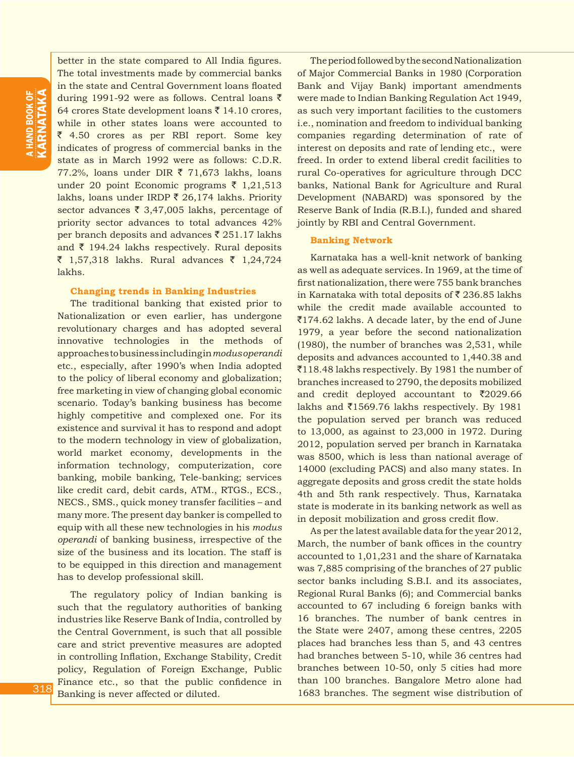better in the state compared to All India figures. The total investments made by commercial banks in the state and Central Government loans floated during 1991-92 were as follows. Central loans ₹ 64 crores State development loans ₹ 14.10 crores, while in other states loans were accounted to ₹ 4.50 crores as per RBI report. Some key indicates of progress of commercial banks in the state as in March 1992 were as follows: C.D.R. 77.2%, loans under DIR ₹ 71,673 lakhs, loans under 20 point Economic programs ₹ 1,21,513 lakhs, loans under IRDP ₹ 26,174 lakhs. Priority sector advances ₹ 3,47,005 lakhs, percentage of priority sector advances to total advances 42% per branch deposits and advances ₹ 251.17 lakhs and ₹ 194.24 lakhs respectively. Rural deposits ₹ 1,57,318 lakhs. Rural advances ₹ 1,24,724 lakhs.

### Changing trends in Banking Industries

The traditional banking that existed prior to Nationalization or even earlier, has undergone revolutionary charges and has adopted several innovative technologies in the methods of approaches to business including in *modus operandi* etc., especially, after 1990's when India adopted to the policy of liberal economy and globalization; free marketing in view of changing global economic scenario. Today's banking business has become highly competitive and complexed one. For its existence and survival it has to respond and adopt to the modern technology in view of globalization, world market economy, developments in the information technology, computerization, core banking, mobile banking, Tele-banking; services like credit card, debit cards, ATM., RTGS., ECS., NECS., SMS., quick money transfer facilities – and many more. The present day banker is compelled to equip with all these new technologies in his *modus operandi* of banking business, irrespective of the size of the business and its location. The staff is to be equipped in this direction and management has to develop professional skill.

The regulatory policy of Indian banking is such that the regulatory authorities of banking industries like Reserve Bank of India, controlled by the Central Government, is such that all possible care and strict preventive measures are adopted in controlling Inflation, Exchange Stability, Credit policy, Regulation of Foreign Exchange, Public Finance etc., so that the public confidence in Banking is never affected or diluted.

The period followed by the second Nationalization of Major Commercial Banks in 1980 (Corporation Bank and Vijay Bank) important amendments were made to Indian Banking Regulation Act 1949, as such very important facilities to the customers i.e., nomination and freedom to individual banking companies regarding determination of rate of interest on deposits and rate of lending etc., were freed. In order to extend liberal credit facilities to rural Co-operatives for agriculture through DCC banks, National Bank for Agriculture and Rural Development (NABARD) was sponsored by the Reserve Bank of India (R.B.I.), funded and shared jointly by RBI and Central Government.

### Banking Network

Karnataka has a well-knit network of banking as well as adequate services. In 1969, at the time of first nationalization, there were 755 bank branches in Karnataka with total deposits of ₹ 236.85 lakhs while the credit made available accounted to ₹174.62 lakhs. A decade later, by the end of June 1979, a year before the second nationalization (1980), the number of branches was 2,531, while deposits and advances accounted to 1,440.38 and ₹118.48 lakhs respectively. By 1981 the number of branches increased to 2790, the deposits mobilized and credit deployed accountant to ₹2029.66 lakhs and ₹1569.76 lakhs respectively. By 1981 the population served per branch was reduced to 13,000, as against to 23,000 in 1972. During 2012, population served per branch in Karnataka was 8500, which is less than national average of 14000 (excluding PACS) and also many states. In aggregate deposits and gross credit the state holds 4th and 5th rank respectively. Thus, Karnataka state is moderate in its banking network as well as in deposit mobilization and gross credit flow.

As per the latest available data for the year 2012, March, the number of bank offices in the country accounted to 1,01,231 and the share of Karnataka was 7,885 comprising of the branches of 27 public sector banks including S.B.I. and its associates, Regional Rural Banks (6); and Commercial banks accounted to 67 including 6 foreign banks with 16 branches. The number of bank centres in the State were 2407, among these centres, 2205 places had branches less than 5, and 43 centres had branches between 5-10, while 36 centres had branches between 10-50, only 5 cities had more than 100 branches. Bangalore Metro alone had 1683 branches. The segment wise distribution of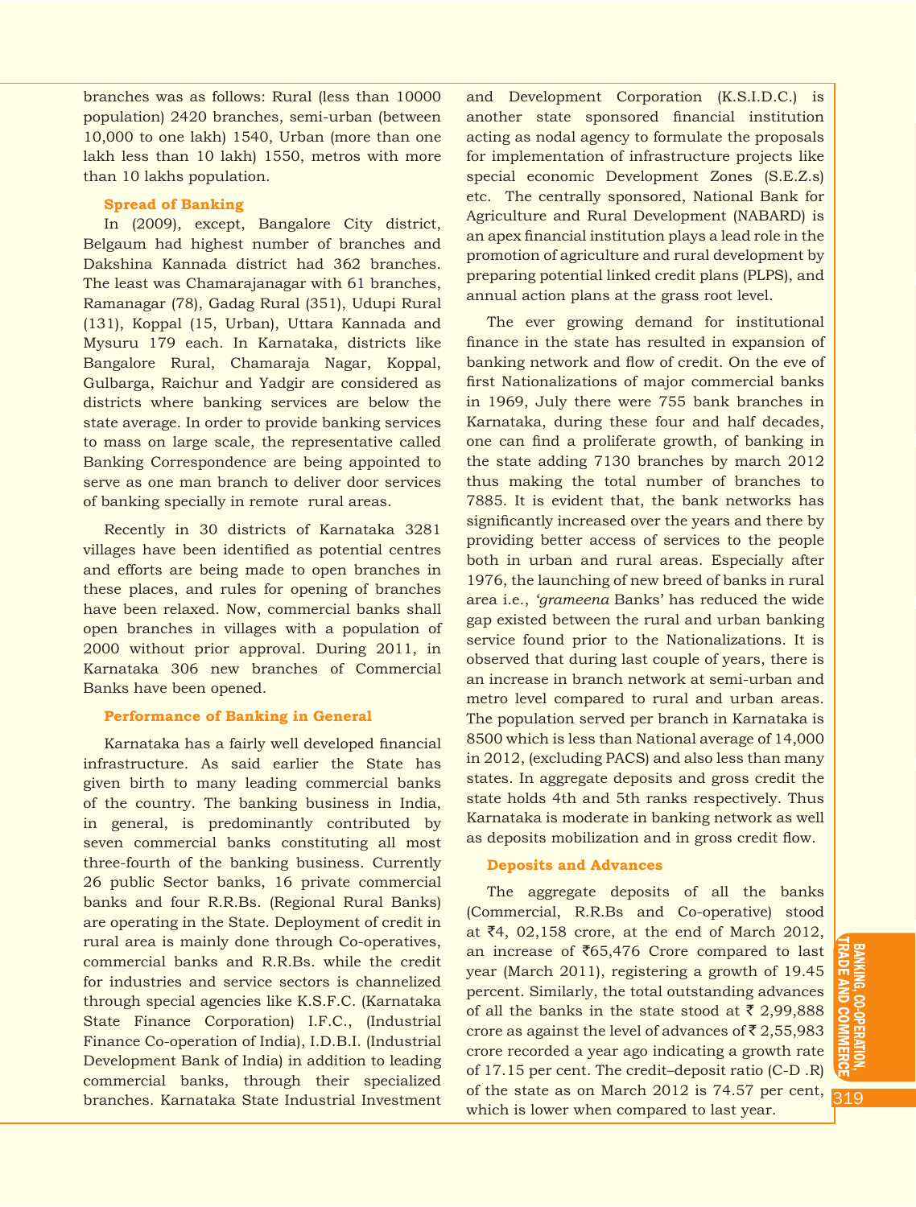branches was as follows: Rural (less than 10000 population) 2420 branches, semi-urban (between 10,000 to one lakh) 1540, Urban (more than one lakh less than 10 lakh) 1550, metros with more than 10 lakhs population.

### Spread of Banking

In (2009), except, Bangalore City district, Belgaum had highest number of branches and Dakshina Kannada district had 362 branches. The least was Chamarajanagar with 61 branches, Ramanagar (78), Gadag Rural (351), Udupi Rural (131), Koppal (15, Urban), Uttara Kannada and Mysuru 179 each. In Karnataka, districts like Bangalore Rural, Chamaraja Nagar, Koppal, Gulbarga, Raichur and Yadgir are considered as districts where banking services are below the state average. In order to provide banking services to mass on large scale, the representative called Banking Correspondence are being appointed to serve as one man branch to deliver door services of banking specially in remote rural areas.

Recently in 30 districts of Karnataka 3281 villages have been identified as potential centres and efforts are being made to open branches in these places, and rules for opening of branches have been relaxed. Now, commercial banks shall open branches in villages with a population of 2000 without prior approval. During 2011, in Karnataka 306 new branches of Commercial Banks have been opened.

### Performance of Banking in General

Karnataka has a fairly well developed financial infrastructure. As said earlier the State has given birth to many leading commercial banks of the country. The banking business in India, in general, is predominantly contributed by seven commercial banks constituting all most three-fourth of the banking business. Currently 26 public Sector banks, 16 private commercial banks and four R.R.Bs. (Regional Rural Banks) are operating in the State. Deployment of credit in rural area is mainly done through Co-operatives, commercial banks and R.R.Bs. while the credit for industries and service sectors is channelized through special agencies like K.S.F.C. (Karnataka State Finance Corporation) I.F.C., (Industrial Finance Co-operation of India), I.D.B.I. (Industrial Development Bank of India) in addition to leading commercial banks, through their specialized branches. Karnataka State Industrial Investment and Development Corporation (K.S.I.D.C.) is another state sponsored financial institution acting as nodal agency to formulate the proposals for implementation of infrastructure projects like special economic Development Zones (S.E.Z.s) etc. The centrally sponsored, National Bank for Agriculture and Rural Development (NABARD) is an apex financial institution plays a lead role in the promotion of agriculture and rural development by preparing potential linked credit plans (PLPS), and annual action plans at the grass root level.

The ever growing demand for institutional finance in the state has resulted in expansion of banking network and flow of credit. On the eve of first Nationalizations of major commercial banks in 1969, July there were 755 bank branches in Karnataka, during these four and half decades, one can find a proliferate growth, of banking in the state adding 7130 branches by march 2012 thus making the total number of branches to 7885. It is evident that, the bank networks has significantly increased over the years and there by providing better access of services to the people both in urban and rural areas. Especially after 1976, the launching of new breed of banks in rural area i.e., *'grameena* Banks' has reduced the wide gap existed between the rural and urban banking service found prior to the Nationalizations. It is observed that during last couple of years, there is an increase in branch network at semi-urban and metro level compared to rural and urban areas. The population served per branch in Karnataka is 8500 which is less than National average of 14,000 in 2012, (excluding PACS) and also less than many states. In aggregate deposits and gross credit the state holds 4th and 5th ranks respectively. Thus Karnataka is moderate in banking network as well as deposits mobilization and in gross credit flow.

### Deposits and Advances

The aggregate deposits of all the banks (Commercial, R.R.Bs and Co-operative) stood at ₹4, 02,158 crore, at the end of March 2012, an increase of ₹65,476 Crore compared to last year (March 2011), registering a growth of 19.45 percent. Similarly, the total outstanding advances of all the banks in the state stood at ₹ 2,99,888 crore as against the level of advances of ₹ 2,55,983 crore recorded a year ago indicating a growth rate of 17.15 per cent. The credit–deposit ratio (C-D .R) of the state as on March 2012 is 74.57 per cent, which is lower when compared to last year.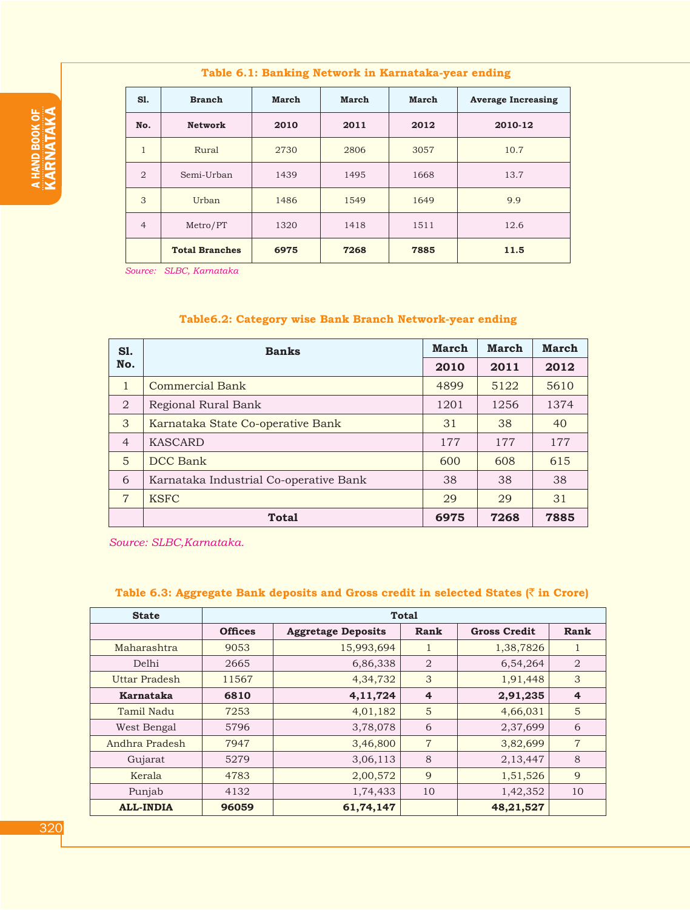**Table 6.1: Banking Network in Karnataka-year ending**

| Sl. No. | Branch Network | March 2010 | March 2011 | March 2012 | Average Increasing 2010-12 |
|---|---|---|---|---|---|
| 1 | Rural | 2730 | 2806 | 3057 | 10.7 |
| 2 | Semi-Urban | 1439 | 1495 | 1668 | 13.7 |
| 3 | Urban | 1486 | 1549 | 1649 | 9.9 |
| 4 | Metro/PT | 1320 | 1418 | 1511 | 12.6 |
| | **Total Branches** | **6975** | **7268** | **7885** | **11.5** |

*Source: SLBC, Karnataka*

**Table6.2: Category wise Bank Branch Network-year ending**

| Sl. No. | Banks | March 2010 | March 2011 | March 2012 |
|---|---|---|---|---|
| 1 | Commercial Bank | 4899 | 5122 | 5610 |
| 2 | Regional Rural Bank | 1201 | 1256 | 1374 |
| 3 | Karnataka State Co-operative Bank | 31 | 38 | 40 |
| 4 | KASCARD | 177 | 177 | 177 |
| 5 | DCC Bank | 600 | 608 | 615 |
| 6 | Karnataka Industrial Co-operative Bank | 38 | 38 | 38 |
| 7 | KSFC | 29 | 29 | 31 |
| | **Total** | **6975** | **7268** | **7885** |

*Source: SLBC,Karnataka.*

**Table 6.3: Aggregate Bank deposits and Gross credit in selected States (₹ in Crore)**

| State | Total | | | | |
|---|---|---|---|---|---|
| | **Offices** | **Aggretage Deposits** | **Rank** | **Gross Credit** | **Rank** |
| Maharashtra | 9053 | 15,993,694 | 1 | 1,38,7826 | 1 |
| Delhi | 2665 | 6,86,338 | 2 | 6,54,264 | 2 |
| Uttar Pradesh | 11567 | 4,34,732 | 3 | 1,91,448 | 3 |
| **Karnataka** | **6810** | **4,11,724** | **4** | **2,91,235** | **4** |
| Tamil Nadu | 7253 | 4,01,182 | 5 | 4,66,031 | 5 |
| West Bengal | 5796 | 3,78,078 | 6 | 2,37,699 | 6 |
| Andhra Pradesh | 7947 | 3,46,800 | 7 | 3,82,699 | 7 |
| Gujarat | 5279 | 3,06,113 | 8 | 2,13,447 | 8 |
| Kerala | 4783 | 2,00,572 | 9 | 1,51,526 | 9 |
| Punjab | 4132 | 1,74,433 | 10 | 1,42,352 | 10 |
| **ALL-INDIA** | **96059** | **61,74,147** | | **48,21,527** | |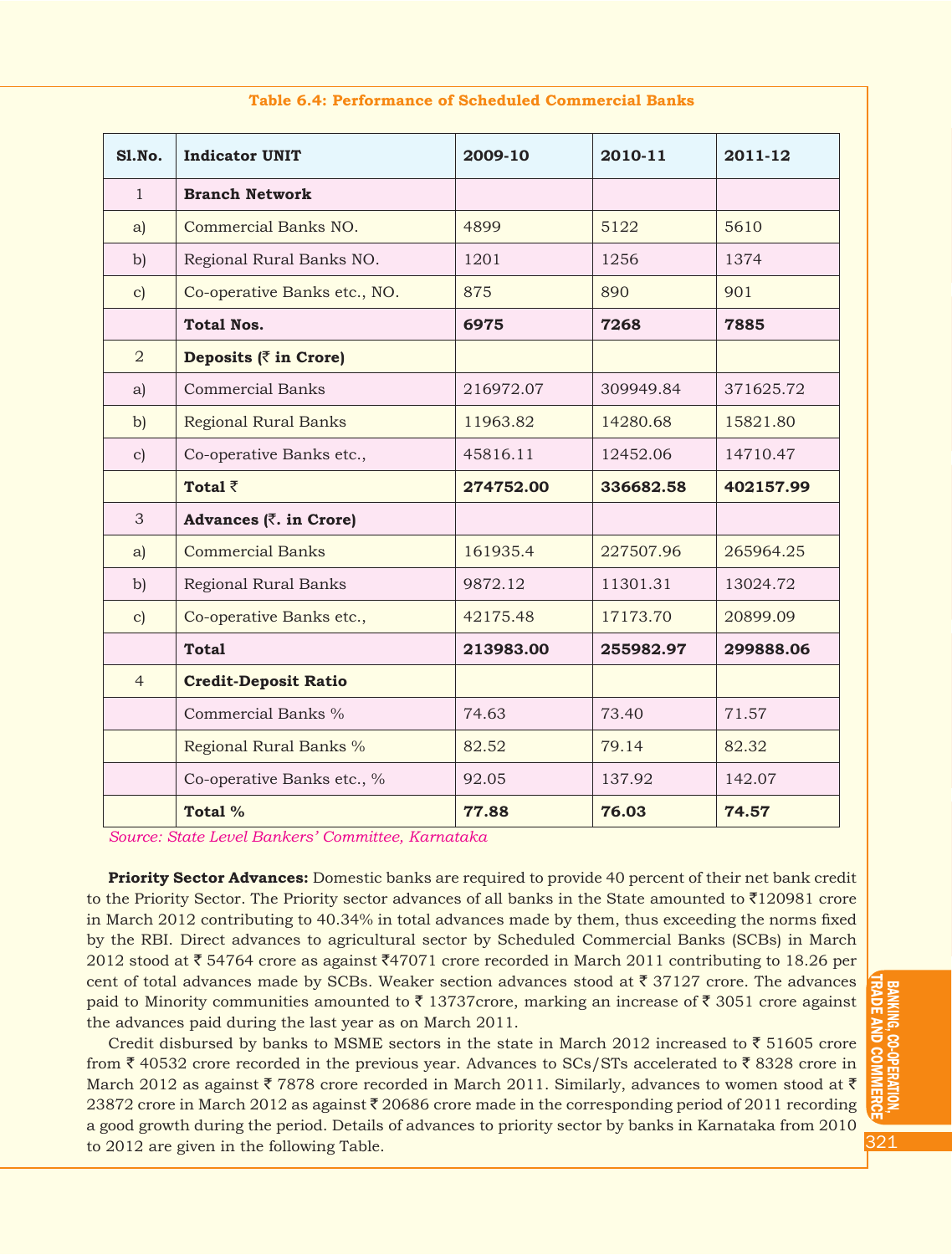**Table 6.4: Performance of Scheduled Commercial Banks**

| Sl.No. | Indicator UNIT | 2009-10 | 2010-11 | 2011-12 |
|---|---|---|---|---|
| 1 | **Branch Network** | | | |
| a) | Commercial Banks NO. | 4899 | 5122 | 5610 |
| b) | Regional Rural Banks NO. | 1201 | 1256 | 1374 |
| c) | Co-operative Banks etc., NO. | 875 | 890 | 901 |
| | **Total Nos.** | **6975** | **7268** | **7885** |
| 2 | **Deposits (₹ in Crore)** | | | |
| a) | Commercial Banks | 216972.07 | 309949.84 | 371625.72 |
| b) | Regional Rural Banks | 11963.82 | 14280.68 | 15821.80 |
| c) | Co-operative Banks etc., | 45816.11 | 12452.06 | 14710.47 |
| | **Total ₹** | **274752.00** | **336682.58** | **402157.99** |
| 3 | **Advances (₹. in Crore)** | | | |
| a) | Commercial Banks | 161935.4 | 227507.96 | 265964.25 |
| b) | Regional Rural Banks | 9872.12 | 11301.31 | 13024.72 |
| c) | Co-operative Banks etc., | 42175.48 | 17173.70 | 20899.09 |
| | **Total** | **213983.00** | **255982.97** | **299888.06** |
| 4 | **Credit-Deposit Ratio** | | | |
| | Commercial Banks % | 74.63 | 73.40 | 71.57 |
| | Regional Rural Banks % | 82.52 | 79.14 | 82.32 |
| | Co-operative Banks etc., % | 92.05 | 137.92 | 142.07 |
| | **Total %** | **77.88** | **76.03** | **74.57** |

*Source: State Level Bankers' Committee, Karnataka*

**Priority Sector Advances:** Domestic banks are required to provide 40 percent of their net bank credit to the Priority Sector. The Priority sector advances of all banks in the State amounted to ₹120981 crore in March 2012 contributing to 40.34% in total advances made by them, thus exceeding the norms fixed by the RBI. Direct advances to agricultural sector by Scheduled Commercial Banks (SCBs) in March 2012 stood at ₹ 54764 crore as against ₹47071 crore recorded in March 2011 contributing to 18.26 per cent of total advances made by SCBs. Weaker section advances stood at ₹ 37127 crore. The advances paid to Minority communities amounted to ₹ 13737crore, marking an increase of ₹ 3051 crore against the advances paid during the last year as on March 2011.

Credit disbursed by banks to MSME sectors in the state in March 2012 increased to ₹ 51605 crore from ₹ 40532 crore recorded in the previous year. Advances to SCs/STs accelerated to ₹ 8328 crore in March 2012 as against ₹ 7878 crore recorded in March 2011. Similarly, advances to women stood at ₹ 23872 crore in March 2012 as against ₹ 20686 crore made in the corresponding period of 2011 recording a good growth during the period. Details of advances to priority sector by banks in Karnataka from 2010 to 2012 are given in the following Table.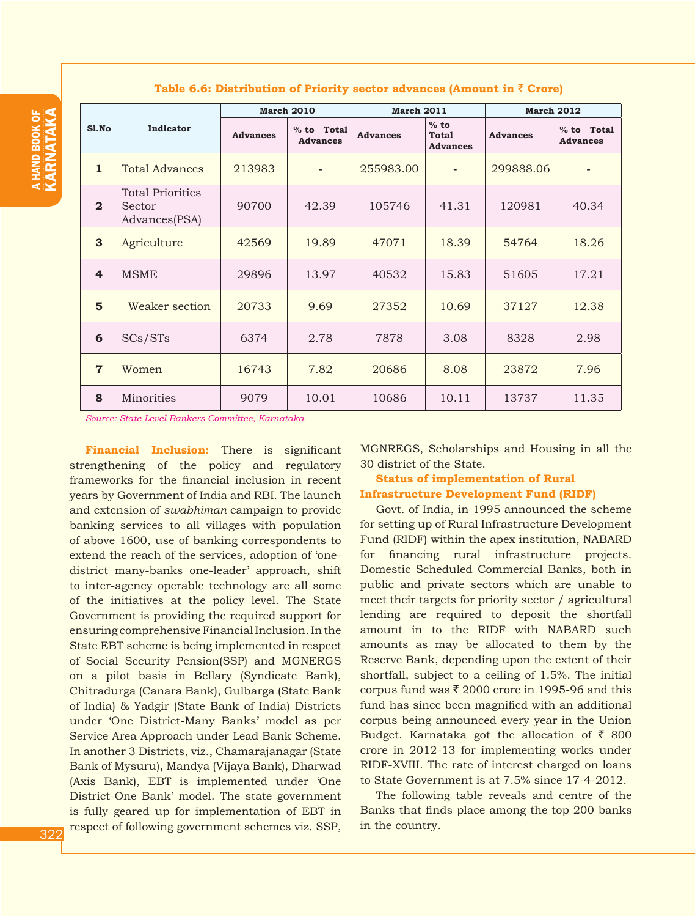**Table 6.6: Distribution of Priority sector advances (Amount in ₹ Crore)**

| Sl.No | Indicator | March 2010 | | March 2011 | | March 2012 | |
|---|---|---|---|---|---|---|---|
| | | Advances | % to Total Advances | Advances | % to Total Advances | Advances | % to Total Advances |
| 1 | Total Advances | 213983 | - | 255983.00 | - | 299888.06 | - |
| 2 | Total Priorities Sector Advances(PSA) | 90700 | 42.39 | 105746 | 41.31 | 120981 | 40.34 |
| 3 | Agriculture | 42569 | 19.89 | 47071 | 18.39 | 54764 | 18.26 |
| 4 | MSME | 29896 | 13.97 | 40532 | 15.83 | 51605 | 17.21 |
| 5 | Weaker section | 20733 | 9.69 | 27352 | 10.69 | 37127 | 12.38 |
| 6 | SCs/STs | 6374 | 2.78 | 7878 | 3.08 | 8328 | 2.98 |
| 7 | Women | 16743 | 7.82 | 20686 | 8.08 | 23872 | 7.96 |
| 8 | Minorities | 9079 | 10.01 | 10686 | 10.11 | 13737 | 11.35 |

*Source: State Level Bankers Committee, Karnataka*

**Financial Inclusion:** There is significant strengthening of the policy and regulatory frameworks for the financial inclusion in recent years by Government of India and RBI. The launch and extension of *swabhiman* campaign to provide banking services to all villages with population of above 1600, use of banking correspondents to extend the reach of the services, adoption of 'one-district many-banks one-leader' approach, shift to inter-agency operable technology are all some of the initiatives at the policy level. The State Government is providing the required support for ensuring comprehensive Financial Inclusion. In the State EBT scheme is being implemented in respect of Social Security Pension(SSP) and MGNERGS on a pilot basis in Bellary (Syndicate Bank), Chitradurga (Canara Bank), Gulbarga (State Bank of India) & Yadgir (State Bank of India) Districts under 'One District-Many Banks' model as per Service Area Approach under Lead Bank Scheme. In another 3 Districts, viz., Chamarajanagar (State Bank of Mysuru), Mandya (Vijaya Bank), Dharwad (Axis Bank), EBT is implemented under 'One District-One Bank' model. The state government is fully geared up for implementation of EBT in respect of following government schemes viz. SSP, MGNREGS, Scholarships and Housing in all the 30 district of the State.

### Status of implementation of Rural Infrastructure Development Fund (RIDF)

Govt. of India, in 1995 announced the scheme for setting up of Rural Infrastructure Development Fund (RIDF) within the apex institution, NABARD for financing rural infrastructure projects. Domestic Scheduled Commercial Banks, both in public and private sectors which are unable to meet their targets for priority sector / agricultural lending are required to deposit the shortfall amount in to the RIDF with NABARD such amounts as may be allocated to them by the Reserve Bank, depending upon the extent of their shortfall, subject to a ceiling of 1.5%. The initial corpus fund was ₹ 2000 crore in 1995-96 and this fund has since been magnified with an additional corpus being announced every year in the Union Budget. Karnataka got the allocation of ₹ 800 crore in 2012-13 for implementing works under RIDF-XVIII. The rate of interest charged on loans to State Government is at 7.5% since 17-4-2012.

The following table reveals and centre of the Banks that finds place among the top 200 banks in the country.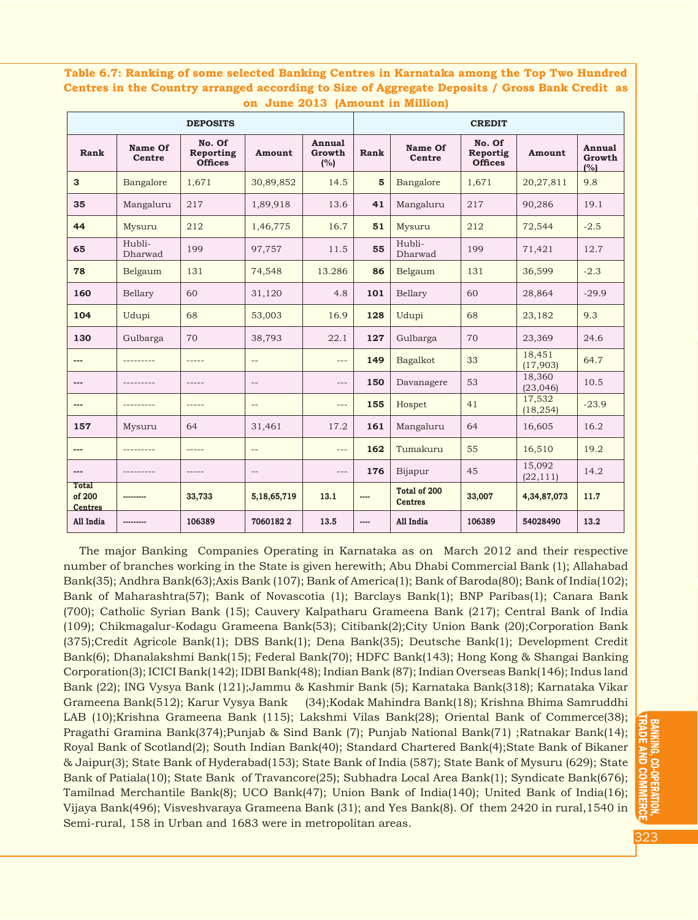**Table 6.7: Ranking of some selected Banking Centres in Karnataka among the Top Two Hundred Centres in the Country arranged according to Size of Aggregate Deposits / Gross Bank Credit as on June 2013 (Amount in Million)**

| DEPOSITS | | | | | CREDIT | | | | |
|---|---|---|---|---|---|---|---|---|---|
| Rank | Name Of Centre | No. Of Reporting Offices | Amount | Annual Growth (%) | Rank | Name Of Centre | No. Of Reportig Offices | Amount | Annual Growth (%) |
| **3** | Bangalore | 1,671 | 30,89,852 | 14.5 | **5** | Bangalore | 1,671 | 20,27,811 | 9.8 |
| **35** | Mangaluru | 217 | 1,89,918 | 13.6 | **41** | Mangaluru | 217 | 90,286 | 19.1 |
| **44** | Mysuru | 212 | 1,46,775 | 16.7 | **51** | Mysuru | 212 | 72,544 | -2.5 |
| **65** | Hubli-Dharwad | 199 | 97,757 | 11.5 | **55** | Hubli-Dharwad | 199 | 71,421 | 12.7 |
| **78** | Belgaum | 131 | 74,548 | 13.286 | **86** | Belgaum | 131 | 36,599 | -2.3 |
| **160** | Bellary | 60 | 31,120 | 4.8 | **101** | Bellary | 60 | 28,864 | -29.9 |
| **104** | Udupi | 68 | 53,003 | 16.9 | **128** | Udupi | 68 | 23,182 | 9.3 |
| **130** | Gulbarga | 70 | 38,793 | 22.1 | **127** | Gulbarga | 70 | 23,369 | 24.6 |
| --- | --------- | ----- | -- | --- | **149** | Bagalkot | 33 | 18,451 (17,903) | 64.7 |
| --- | --------- | ----- | -- | --- | **150** | Davanagere | 53 | 18,360 (23,046) | 10.5 |
| --- | --------- | ----- | -- | --- | **155** | Hospet | 41 | 17,532 (18,254) | -23.9 |
| **157** | Mysuru | 64 | 31,461 | 17.2 | **161** | Mangaluru | 64 | 16,605 | 16.2 |
| --- | --------- | ----- | -- | --- | **162** | Tumakuru | 55 | 16,510 | 19.2 |
| --- | --------- | ----- | -- | --- | **176** | Bijapur | 45 | 15,092 (22,111) | 14.2 |
| **Total of 200 Centres** | --------- | **33,733** | **5,18,65,719** | **13.1** | ---- | **Total of 200 Centres** | **33,007** | **4,34,87,073** | **11.7** |
| **All India** | --------- | **106389** | **7060182 2** | **13.5** | ---- | **All India** | **106389** | **54028490** | **13.2** |

The major Banking Companies Operating in Karnataka as on March 2012 and their respective number of branches working in the State is given herewith; Abu Dhabi Commercial Bank (1); Allahabad Bank(35); Andhra Bank(63);Axis Bank (107); Bank of America(1); Bank of Baroda(80); Bank of India(102); Bank of Maharashtra(57); Bank of Novascotia (1); Barclays Bank(1); BNP Paribas(1); Canara Bank (700); Catholic Syrian Bank (15); Cauvery Kalpatharu Grameena Bank (217); Central Bank of India (109); Chikmagalur-Kodagu Grameena Bank(53); Citibank(2);City Union Bank (20);Corporation Bank (375);Credit Agricole Bank(1); DBS Bank(1); Dena Bank(35); Deutsche Bank(1); Development Credit Bank(6); Dhanalakshmi Bank(15); Federal Bank(70); HDFC Bank(143); Hong Kong & Shangai Banking Corporation(3); ICICI Bank(142); IDBI Bank(48); Indian Bank (87); Indian Overseas Bank(146); Indus land Bank (22); ING Vysya Bank (121);Jammu & Kashmir Bank (5); Karnataka Bank(318); Karnataka Vikar Grameena Bank(512); Karur Vysya Bank (34);Kodak Mahindra Bank(18); Krishna Bhima Samruddhi LAB (10);Krishna Grameena Bank (115); Lakshmi Vilas Bank(28); Oriental Bank of Commerce(38); Pragathi Gramina Bank(374);Punjab & Sind Bank (7); Punjab National Bank(71) ;Ratnakar Bank(14); Royal Bank of Scotland(2); South Indian Bank(40); Standard Chartered Bank(4);State Bank of Bikaner & Jaipur(3); State Bank of Hyderabad(153); State Bank of India (587); State Bank of Mysuru (629); State Bank of Patiala(10); State Bank of Travancore(25); Subhadra Local Area Bank(1); Syndicate Bank(676); Tamilnad Merchantile Bank(8); UCO Bank(47); Union Bank of India(140); United Bank of India(16); Vijaya Bank(496); Visveshvaraya Grameena Bank (31); and Yes Bank(8). Of them 2420 in rural,1540 in Semi-rural, 158 in Urban and 1683 were in metropolitan areas.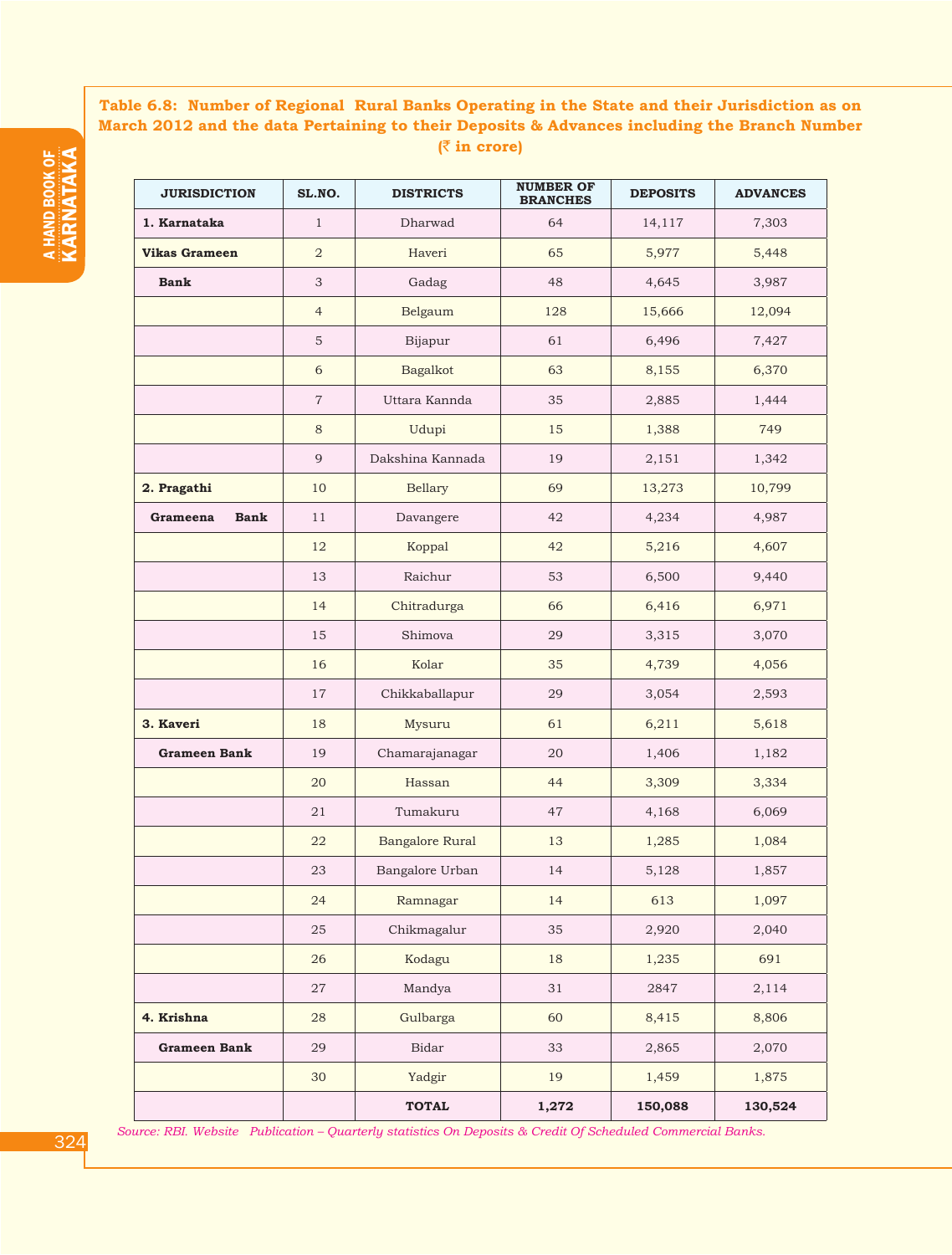**Table 6.8: Number of Regional Rural Banks Operating in the State and their Jurisdiction as on March 2012 and the data Pertaining to their Deposits & Advances including the Branch Number (₹ in crore)**

| JURISDICTION | SL.NO. | DISTRICTS | NUMBER OF BRANCHES | DEPOSITS | ADVANCES |
|---|---|---|---|---|---|
| **1. Karnataka** | 1 | Dharwad | 64 | 14,117 | 7,303 |
| **Vikas Grameen** | 2 | Haveri | 65 | 5,977 | 5,448 |
| **Bank** | 3 | Gadag | 48 | 4,645 | 3,987 |
| | 4 | Belgaum | 128 | 15,666 | 12,094 |
| | 5 | Bijapur | 61 | 6,496 | 7,427 |
| | 6 | Bagalkot | 63 | 8,155 | 6,370 |
| | 7 | Uttara Kannda | 35 | 2,885 | 1,444 |
| | 8 | Udupi | 15 | 1,388 | 749 |
| | 9 | Dakshina Kannada | 19 | 2,151 | 1,342 |
| **2. Pragathi** | 10 | Bellary | 69 | 13,273 | 10,799 |
| **Grameena Bank** | 11 | Davangere | 42 | 4,234 | 4,987 |
| | 12 | Koppal | 42 | 5,216 | 4,607 |
| | 13 | Raichur | 53 | 6,500 | 9,440 |
| | 14 | Chitradurga | 66 | 6,416 | 6,971 |
| | 15 | Shimova | 29 | 3,315 | 3,070 |
| | 16 | Kolar | 35 | 4,739 | 4,056 |
| | 17 | Chikkaballapur | 29 | 3,054 | 2,593 |
| **3. Kaveri** | 18 | Mysuru | 61 | 6,211 | 5,618 |
| **Grameen Bank** | 19 | Chamarajanagar | 20 | 1,406 | 1,182 |
| | 20 | Hassan | 44 | 3,309 | 3,334 |
| | 21 | Tumakuru | 47 | 4,168 | 6,069 |
| | 22 | Bangalore Rural | 13 | 1,285 | 1,084 |
| | 23 | Bangalore Urban | 14 | 5,128 | 1,857 |
| | 24 | Ramnagar | 14 | 613 | 1,097 |
| | 25 | Chikmagalur | 35 | 2,920 | 2,040 |
| | 26 | Kodagu | 18 | 1,235 | 691 |
| | 27 | Mandya | 31 | 2847 | 2,114 |
| **4. Krishna** | 28 | Gulbarga | 60 | 8,415 | 8,806 |
| **Grameen Bank** | 29 | Bidar | 33 | 2,865 | 2,070 |
| | 30 | Yadgir | 19 | 1,459 | 1,875 |
| | | **TOTAL** | **1,272** | **150,088** | **130,524** |

*Source: RBI. Website Publication – Quarterly statistics On Deposits & Credit Of Scheduled Commercial Banks.*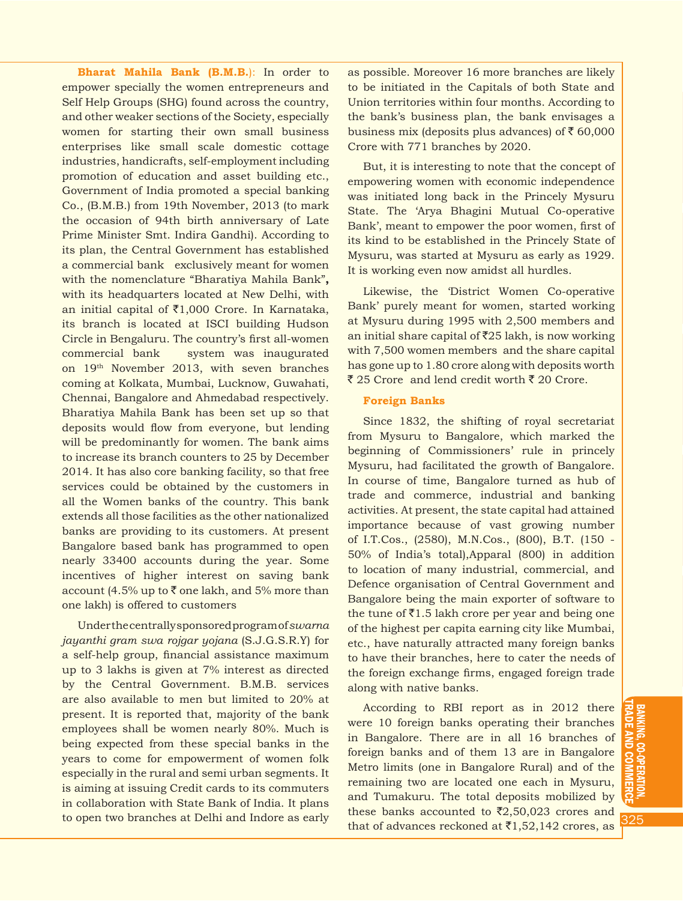**Bharat Mahila Bank (B.M.B.)**: In order to empower specially the women entrepreneurs and Self Help Groups (SHG) found across the country, and other weaker sections of the Society, especially women for starting their own small business enterprises like small scale domestic cottage industries, handicrafts, self-employment including promotion of education and asset building etc., Government of India promoted a special banking Co., (B.M.B.) from 19th November, 2013 (to mark the occasion of 94th birth anniversary of Late Prime Minister Smt. Indira Gandhi). According to its plan, the Central Government has established a commercial bank exclusively meant for women with the nomenclature "Bharatiya Mahila Bank", with its headquarters located at New Delhi, with an initial capital of ₹1,000 Crore. In Karnataka, its branch is located at ISCI building Hudson Circle in Bengaluru. The country's first all-women commercial bank system was inaugurated on 19th November 2013, with seven branches coming at Kolkata, Mumbai, Lucknow, Guwahati, Chennai, Bangalore and Ahmedabad respectively. Bharatiya Mahila Bank has been set up so that deposits would flow from everyone, but lending will be predominantly for women. The bank aims to increase its branch counters to 25 by December 2014. It has also core banking facility, so that free services could be obtained by the customers in all the Women banks of the country. This bank extends all those facilities as the other nationalized banks are providing to its customers. At present Bangalore based bank has programmed to open nearly 33400 accounts during the year. Some incentives of higher interest on saving bank account (4.5% up to ₹ one lakh, and 5% more than one lakh) is offered to customers

Under the centrally sponsored program of *swarna jayanthi gram swa rojgar yojana* (S.J.G.S.R.Y) for a self-help group, financial assistance maximum up to 3 lakhs is given at 7% interest as directed by the Central Government. B.M.B. services are also available to men but limited to 20% at present. It is reported that, majority of the bank employees shall be women nearly 80%. Much is being expected from these special banks in the years to come for empowerment of women folk especially in the rural and semi urban segments. It is aiming at issuing Credit cards to its commuters in collaboration with State Bank of India. It plans to open two branches at Delhi and Indore as early as possible. Moreover 16 more branches are likely to be initiated in the Capitals of both State and Union territories within four months. According to the bank's business plan, the bank envisages a business mix (deposits plus advances) of ₹ 60,000 Crore with 771 branches by 2020.

But, it is interesting to note that the concept of empowering women with economic independence was initiated long back in the Princely Mysuru State. The 'Arya Bhagini Mutual Co-operative Bank', meant to empower the poor women, first of its kind to be established in the Princely State of Mysuru, was started at Mysuru as early as 1929. It is working even now amidst all hurdles.

Likewise, the 'District Women Co-operative Bank' purely meant for women, started working at Mysuru during 1995 with 2,500 members and an initial share capital of ₹25 lakh, is now working with 7,500 women members and the share capital has gone up to 1.80 crore along with deposits worth ₹ 25 Crore and lend credit worth ₹ 20 Crore.

### Foreign Banks

Since 1832, the shifting of royal secretariat from Mysuru to Bangalore, which marked the beginning of Commissioners' rule in princely Mysuru, had facilitated the growth of Bangalore. In course of time, Bangalore turned as hub of trade and commerce, industrial and banking activities. At present, the state capital had attained importance because of vast growing number of I.T.Cos., (2580), M.N.Cos., (800), B.T. (150 - 50% of India's total),Apparal (800) in addition to location of many industrial, commercial, and Defence organisation of Central Government and Bangalore being the main exporter of software to the tune of ₹1.5 lakh crore per year and being one of the highest per capita earning city like Mumbai, etc., have naturally attracted many foreign banks to have their branches, here to cater the needs of the foreign exchange firms, engaged foreign trade along with native banks.

According to RBI report as in 2012 there were 10 foreign banks operating their branches in Bangalore. There are in all 16 branches of foreign banks and of them 13 are in Bangalore Metro limits (one in Bangalore Rural) and of the remaining two are located one each in Mysuru, and Tumakuru. The total deposits mobilized by these banks accounted to ₹2,50,023 crores and that of advances reckoned at ₹1,52,142 crores, as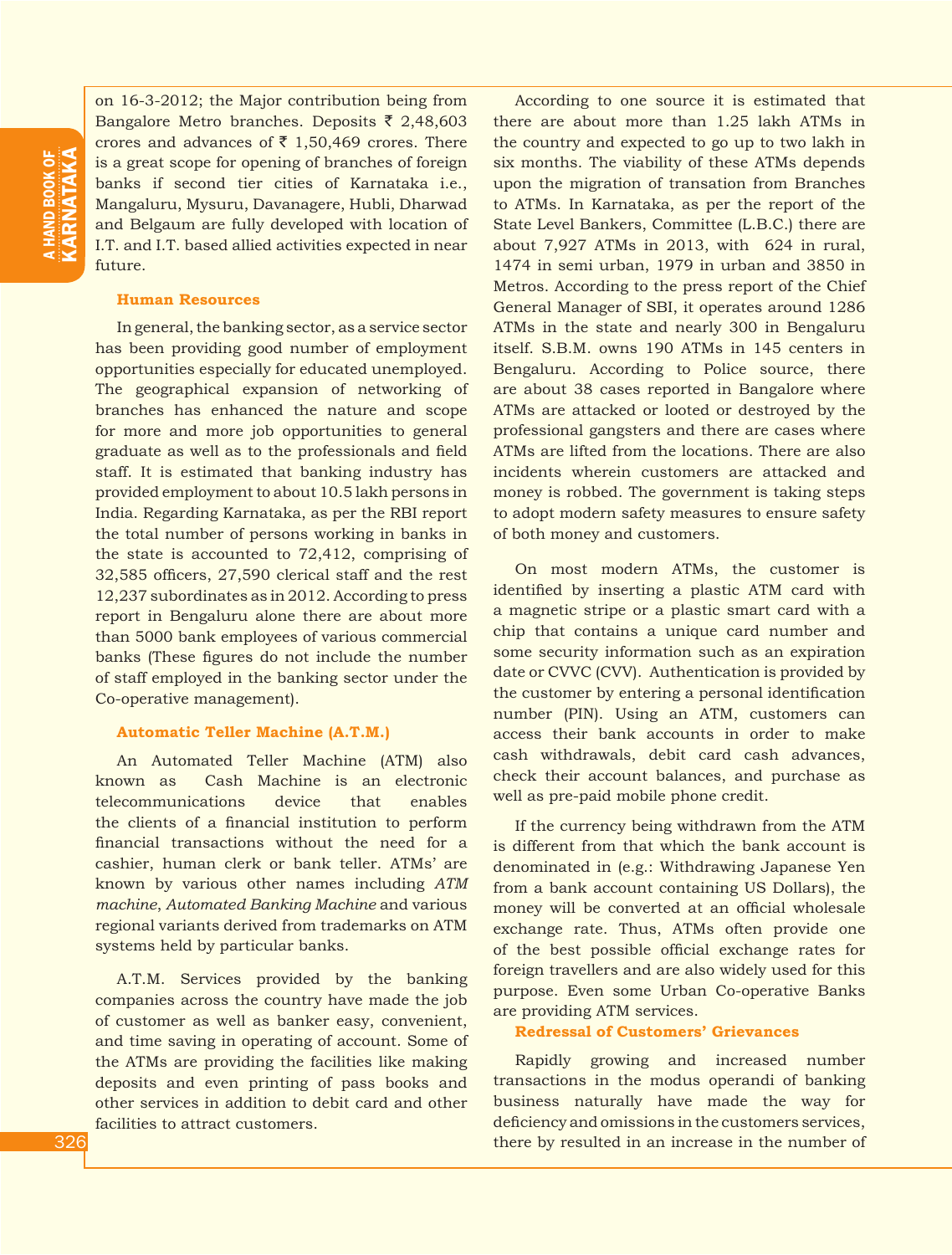on 16-3-2012; the Major contribution being from Bangalore Metro branches. Deposits ₹ 2,48,603 crores and advances of ₹ 1,50,469 crores. There is a great scope for opening of branches of foreign banks if second tier cities of Karnataka i.e., Mangaluru, Mysuru, Davanagere, Hubli, Dharwad and Belgaum are fully developed with location of I.T. and I.T. based allied activities expected in near future.

### Human Resources

In general, the banking sector, as a service sector has been providing good number of employment opportunities especially for educated unemployed. The geographical expansion of networking of branches has enhanced the nature and scope for more and more job opportunities to general graduate as well as to the professionals and field staff. It is estimated that banking industry has provided employment to about 10.5 lakh persons in India. Regarding Karnataka, as per the RBI report the total number of persons working in banks in the state is accounted to 72,412, comprising of 32,585 officers, 27,590 clerical staff and the rest 12,237 subordinates as in 2012. According to press report in Bengaluru alone there are about more than 5000 bank employees of various commercial banks (These figures do not include the number of staff employed in the banking sector under the Co-operative management).

### Automatic Teller Machine (A.T.M.)

An Automated Teller Machine (ATM) also known as Cash Machine is an electronic telecommunications device that enables the clients of a financial institution to perform financial transactions without the need for a cashier, human clerk or bank teller. ATMs' are known by various other names including *ATM machine*, *Automated Banking Machine* and various regional variants derived from trademarks on ATM systems held by particular banks.

A.T.M. Services provided by the banking companies across the country have made the job of customer as well as banker easy, convenient, and time saving in operating of account. Some of the ATMs are providing the facilities like making deposits and even printing of pass books and other services in addition to debit card and other facilities to attract customers.

According to one source it is estimated that there are about more than 1.25 lakh ATMs in the country and expected to go up to two lakh in six months. The viability of these ATMs depends upon the migration of transation from Branches to ATMs. In Karnataka, as per the report of the State Level Bankers, Committee (L.B.C.) there are about 7,927 ATMs in 2013, with 624 in rural, 1474 in semi urban, 1979 in urban and 3850 in Metros. According to the press report of the Chief General Manager of SBI, it operates around 1286 ATMs in the state and nearly 300 in Bengaluru itself. S.B.M. owns 190 ATMs in 145 centers in Bengaluru. According to Police source, there are about 38 cases reported in Bangalore where ATMs are attacked or looted or destroyed by the professional gangsters and there are cases where ATMs are lifted from the locations. There are also incidents wherein customers are attacked and money is robbed. The government is taking steps to adopt modern safety measures to ensure safety of both money and customers.

On most modern ATMs, the customer is identified by inserting a plastic ATM card with a magnetic stripe or a plastic smart card with a chip that contains a unique card number and some security information such as an expiration date or CVVC (CVV). Authentication is provided by the customer by entering a personal identification number (PIN). Using an ATM, customers can access their bank accounts in order to make cash withdrawals, debit card cash advances, check their account balances, and purchase as well as pre-paid mobile phone credit.

If the currency being withdrawn from the ATM is different from that which the bank account is denominated in (e.g.: Withdrawing Japanese Yen from a bank account containing US Dollars), the money will be converted at an official wholesale exchange rate. Thus, ATMs often provide one of the best possible official exchange rates for foreign travellers and are also widely used for this purpose. Even some Urban Co-operative Banks are providing ATM services.

### Redressal of Customers' Grievances

Rapidly growing and increased number transactions in the modus operandi of banking business naturally have made the way for deficiency and omissions in the customers services, there by resulted in an increase in the number of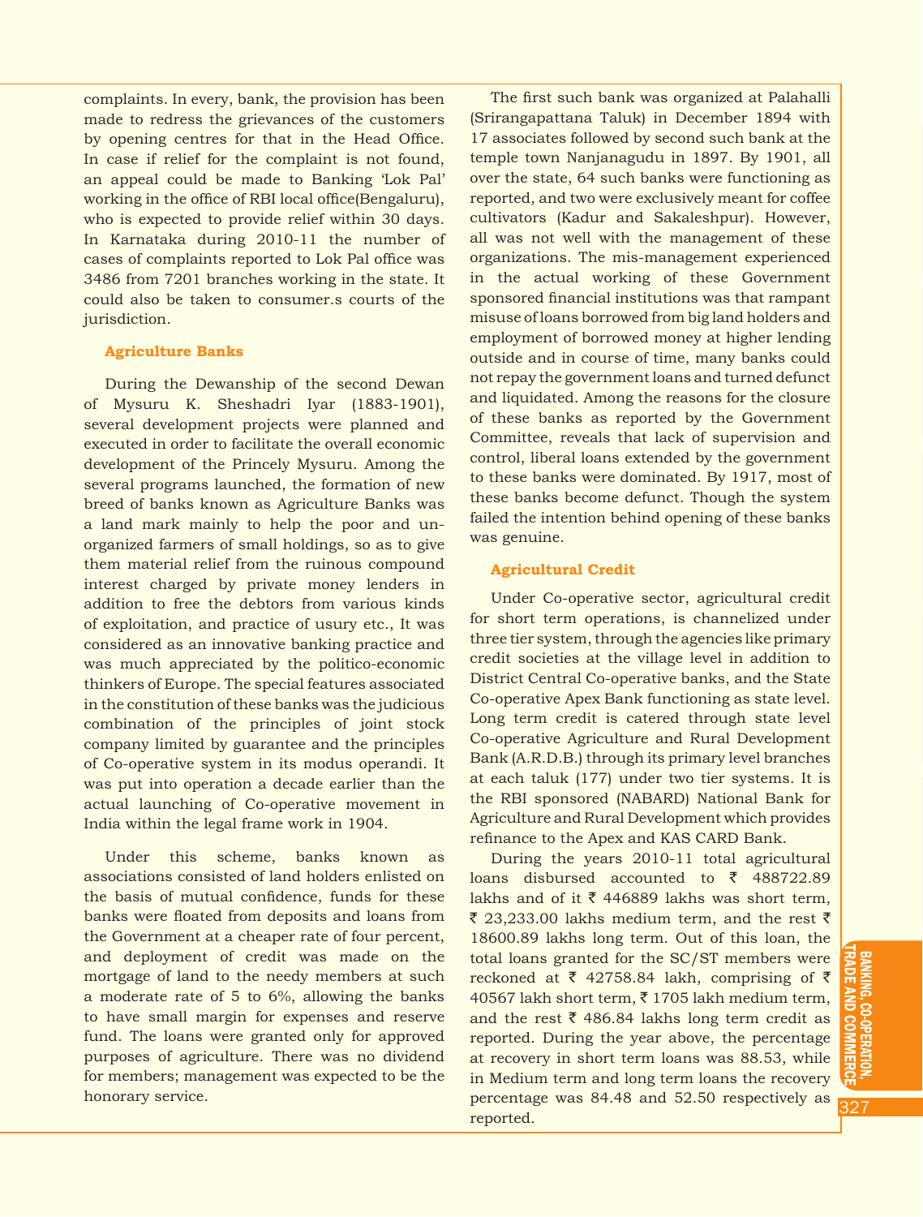complaints. In every, bank, the provision has been made to redress the grievances of the customers by opening centres for that in the Head Office. In case if relief for the complaint is not found, an appeal could be made to Banking 'Lok Pal' working in the office of RBI local office(Bengaluru), who is expected to provide relief within 30 days. In Karnataka during 2010-11 the number of cases of complaints reported to Lok Pal office was 3486 from 7201 branches working in the state. It could also be taken to consumer.s courts of the jurisdiction.

### Agriculture Banks

During the Dewanship of the second Dewan of Mysuru K. Sheshadri Iyar (1883-1901), several development projects were planned and executed in order to facilitate the overall economic development of the Princely Mysuru. Among the several programs launched, the formation of new breed of banks known as Agriculture Banks was a land mark mainly to help the poor and un-organized farmers of small holdings, so as to give them material relief from the ruinous compound interest charged by private money lenders in addition to free the debtors from various kinds of exploitation, and practice of usury etc., It was considered as an innovative banking practice and was much appreciated by the politico-economic thinkers of Europe. The special features associated in the constitution of these banks was the judicious combination of the principles of joint stock company limited by guarantee and the principles of Co-operative system in its modus operandi. It was put into operation a decade earlier than the actual launching of Co-operative movement in India within the legal frame work in 1904.

Under this scheme, banks known as associations consisted of land holders enlisted on the basis of mutual confidence, funds for these banks were floated from deposits and loans from the Government at a cheaper rate of four percent, and deployment of credit was made on the mortgage of land to the needy members at such a moderate rate of 5 to 6%, allowing the banks to have small margin for expenses and reserve fund. The loans were granted only for approved purposes of agriculture. There was no dividend for members; management was expected to be the honorary service.

The first such bank was organized at Palahalli (Srirangapattana Taluk) in December 1894 with 17 associates followed by second such bank at the temple town Nanjanagudu in 1897. By 1901, all over the state, 64 such banks were functioning as reported, and two were exclusively meant for coffee cultivators (Kadur and Sakaleshpur). However, all was not well with the management of these organizations. The mis-management experienced in the actual working of these Government sponsored financial institutions was that rampant misuse of loans borrowed from big land holders and employment of borrowed money at higher lending outside and in course of time, many banks could not repay the government loans and turned defunct and liquidated. Among the reasons for the closure of these banks as reported by the Government Committee, reveals that lack of supervision and control, liberal loans extended by the government to these banks were dominated. By 1917, most of these banks become defunct. Though the system failed the intention behind opening of these banks was genuine.

### Agricultural Credit

Under Co-operative sector, agricultural credit for short term operations, is channelized under three tier system, through the agencies like primary credit societies at the village level in addition to District Central Co-operative banks, and the State Co-operative Apex Bank functioning as state level. Long term credit is catered through state level Co-operative Agriculture and Rural Development Bank (A.R.D.B.) through its primary level branches at each taluk (177) under two tier systems. It is the RBI sponsored (NABARD) National Bank for Agriculture and Rural Development which provides refinance to the Apex and KAS CARD Bank.

During the years 2010-11 total agricultural loans disbursed accounted to ₹ 488722.89 lakhs and of it ₹ 446889 lakhs was short term, ₹ 23,233.00 lakhs medium term, and the rest ₹ 18600.89 lakhs long term. Out of this loan, the total loans granted for the SC/ST members were reckoned at ₹ 42758.84 lakh, comprising of ₹ 40567 lakh short term, ₹ 1705 lakh medium term, and the rest ₹ 486.84 lakhs long term credit as reported. During the year above, the percentage at recovery in short term loans was 88.53, while in Medium term and long term loans the recovery percentage was 84.48 and 52.50 respectively as reported.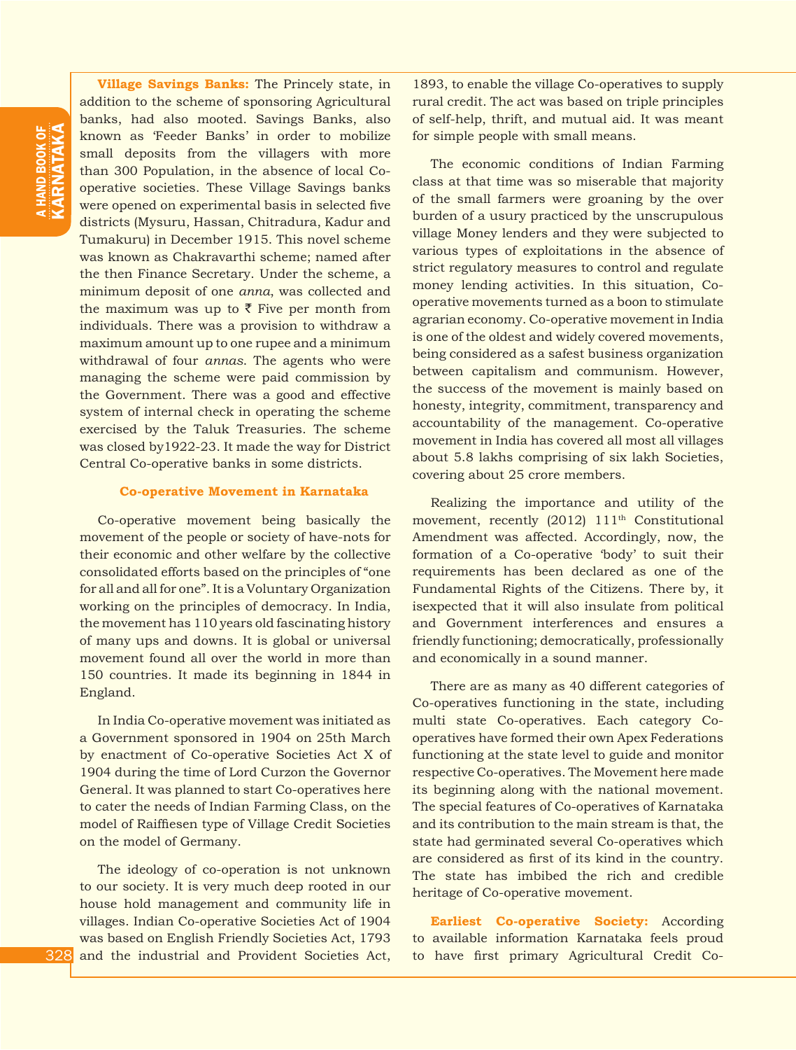**Village Savings Banks:** The Princely state, in addition to the scheme of sponsoring Agricultural banks, had also mooted. Savings Banks, also known as 'Feeder Banks' in order to mobilize small deposits from the villagers with more than 300 Population, in the absence of local Co-operative societies. These Village Savings banks were opened on experimental basis in selected five districts (Mysuru, Hassan, Chitradura, Kadur and Tumakuru) in December 1915. This novel scheme was known as Chakravarthi scheme; named after the then Finance Secretary. Under the scheme, a minimum deposit of one *anna*, was collected and the maximum was up to ₹ Five per month from individuals. There was a provision to withdraw a maximum amount up to one rupee and a minimum withdrawal of four *annas*. The agents who were managing the scheme were paid commission by the Government. There was a good and effective system of internal check in operating the scheme exercised by the Taluk Treasuries. The scheme was closed by1922-23. It made the way for District Central Co-operative banks in some districts.

## Co-operative Movement in Karnataka

Co-operative movement being basically the movement of the people or society of have-nots for their economic and other welfare by the collective consolidated efforts based on the principles of "one for all and all for one". It is a Voluntary Organization working on the principles of democracy. In India, the movement has 110 years old fascinating history of many ups and downs. It is global or universal movement found all over the world in more than 150 countries. It made its beginning in 1844 in England.

In India Co-operative movement was initiated as a Government sponsored in 1904 on 25th March by enactment of Co-operative Societies Act X of 1904 during the time of Lord Curzon the Governor General. It was planned to start Co-operatives here to cater the needs of Indian Farming Class, on the model of Raiffiesen type of Village Credit Societies on the model of Germany.

The ideology of co-operation is not unknown to our society. It is very much deep rooted in our house hold management and community life in villages. Indian Co-operative Societies Act of 1904 was based on English Friendly Societies Act, 1793 and the industrial and Provident Societies Act, 1893, to enable the village Co-operatives to supply rural credit. The act was based on triple principles of self-help, thrift, and mutual aid. It was meant for simple people with small means.

The economic conditions of Indian Farming class at that time was so miserable that majority of the small farmers were groaning by the over burden of a usury practiced by the unscrupulous village Money lenders and they were subjected to various types of exploitations in the absence of strict regulatory measures to control and regulate money lending activities. In this situation, Co-operative movements turned as a boon to stimulate agrarian economy. Co-operative movement in India is one of the oldest and widely covered movements, being considered as a safest business organization between capitalism and communism. However, the success of the movement is mainly based on honesty, integrity, commitment, transparency and accountability of the management. Co-operative movement in India has covered all most all villages about 5.8 lakhs comprising of six lakh Societies, covering about 25 crore members.

Realizing the importance and utility of the movement, recently (2012) 111th Constitutional Amendment was affected. Accordingly, now, the formation of a Co-operative 'body' to suit their requirements has been declared as one of the Fundamental Rights of the Citizens. There by, it isexpected that it will also insulate from political and Government interferences and ensures a friendly functioning; democratically, professionally and economically in a sound manner.

There are as many as 40 different categories of Co-operatives functioning in the state, including multi state Co-operatives. Each category Co-operatives have formed their own Apex Federations functioning at the state level to guide and monitor respective Co-operatives. The Movement here made its beginning along with the national movement. The special features of Co-operatives of Karnataka and its contribution to the main stream is that, the state had germinated several Co-operatives which are considered as first of its kind in the country. The state has imbibed the rich and credible heritage of Co-operative movement.

**Earliest Co-operative Society:** According to available information Karnataka feels proud to have first primary Agricultural Credit Co-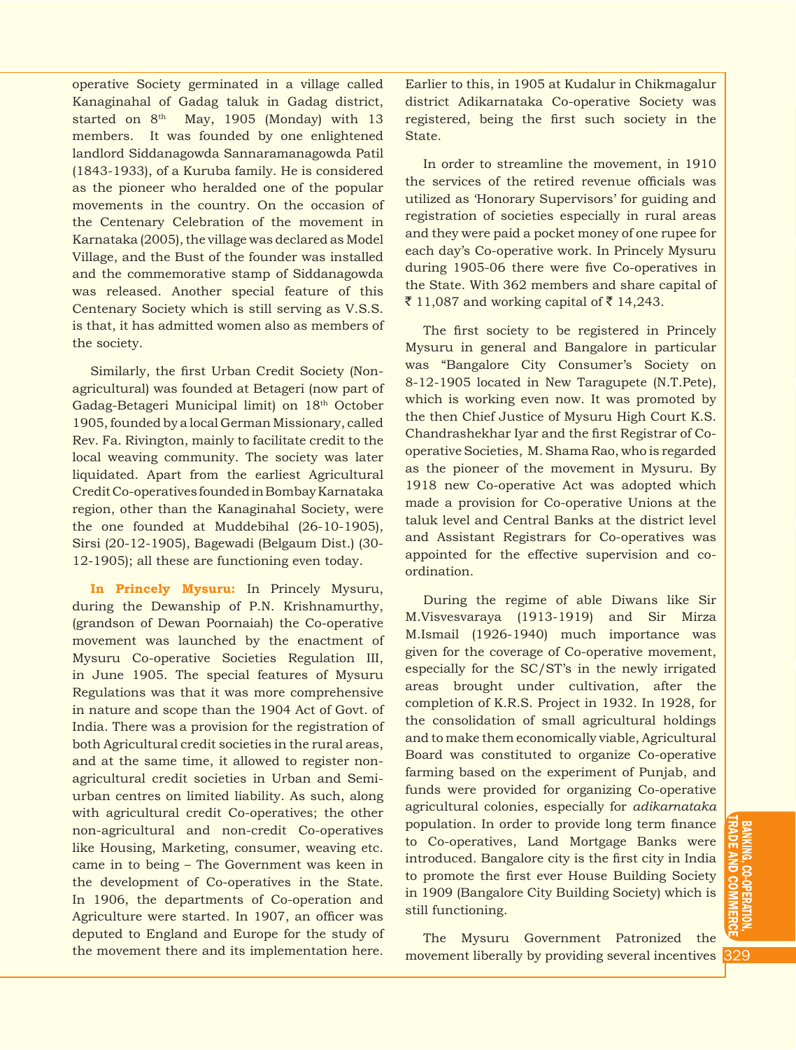operative Society germinated in a village called Kanaginahal of Gadag taluk in Gadag district, started on 8th May, 1905 (Monday) with 13 members. It was founded by one enlightened landlord Siddanagowda Sannaramanagowda Patil (1843-1933), of a Kuruba family. He is considered as the pioneer who heralded one of the popular movements in the country. On the occasion of the Centenary Celebration of the movement in Karnataka (2005), the village was declared as Model Village, and the Bust of the founder was installed and the commemorative stamp of Siddanagowda was released. Another special feature of this Centenary Society which is still serving as V.S.S. is that, it has admitted women also as members of the society.

Similarly, the first Urban Credit Society (Non-agricultural) was founded at Betageri (now part of Gadag-Betageri Municipal limit) on 18th October 1905, founded by a local German Missionary, called Rev. Fa. Rivington, mainly to facilitate credit to the local weaving community. The society was later liquidated. Apart from the earliest Agricultural Credit Co-operatives founded in Bombay Karnataka region, other than the Kanaginahal Society, were the one founded at Muddebihal (26-10-1905), Sirsi (20-12-1905), Bagewadi (Belgaum Dist.) (30-12-1905); all these are functioning even today.

**In Princely Mysuru:** In Princely Mysuru, during the Dewanship of P.N. Krishnamurthy, (grandson of Dewan Poornaiah) the Co-operative movement was launched by the enactment of Mysuru Co-operative Societies Regulation III, in June 1905. The special features of Mysuru Regulations was that it was more comprehensive in nature and scope than the 1904 Act of Govt. of India. There was a provision for the registration of both Agricultural credit societies in the rural areas, and at the same time, it allowed to register non-agricultural credit societies in Urban and Semi-urban centres on limited liability. As such, along with agricultural credit Co-operatives; the other non-agricultural and non-credit Co-operatives like Housing, Marketing, consumer, weaving etc. came in to being – The Government was keen in the development of Co-operatives in the State. In 1906, the departments of Co-operation and Agriculture were started. In 1907, an officer was deputed to England and Europe for the study of the movement there and its implementation here. Earlier to this, in 1905 at Kudalur in Chikmagalur district Adikarnataka Co-operative Society was registered, being the first such society in the State.

In order to streamline the movement, in 1910 the services of the retired revenue officials was utilized as 'Honorary Supervisors' for guiding and registration of societies especially in rural areas and they were paid a pocket money of one rupee for each day's Co-operative work. In Princely Mysuru during 1905-06 there were five Co-operatives in the State. With 362 members and share capital of ₹ 11,087 and working capital of ₹ 14,243.

The first society to be registered in Princely Mysuru in general and Bangalore in particular was "Bangalore City Consumer's Society on 8-12-1905 located in New Taragupete (N.T.Pete), which is working even now. It was promoted by the then Chief Justice of Mysuru High Court K.S. Chandrashekhar Iyar and the first Registrar of Co-operative Societies, M. Shama Rao, who is regarded as the pioneer of the movement in Mysuru. By 1918 new Co-operative Act was adopted which made a provision for Co-operative Unions at the taluk level and Central Banks at the district level and Assistant Registrars for Co-operatives was appointed for the effective supervision and co-ordination.

During the regime of able Diwans like Sir M.Visvesvaraya (1913-1919) and Sir Mirza M.Ismail (1926-1940) much importance was given for the coverage of Co-operative movement, especially for the SC/ST's in the newly irrigated areas brought under cultivation, after the completion of K.R.S. Project in 1932. In 1928, for the consolidation of small agricultural holdings and to make them economically viable, Agricultural Board was constituted to organize Co-operative farming based on the experiment of Punjab, and funds were provided for organizing Co-operative agricultural colonies, especially for *adikarnataka* population. In order to provide long term finance to Co-operatives, Land Mortgage Banks were introduced. Bangalore city is the first city in India to promote the first ever House Building Society in 1909 (Bangalore City Building Society) which is still functioning.

The Mysuru Government Patronized the movement liberally by providing several incentives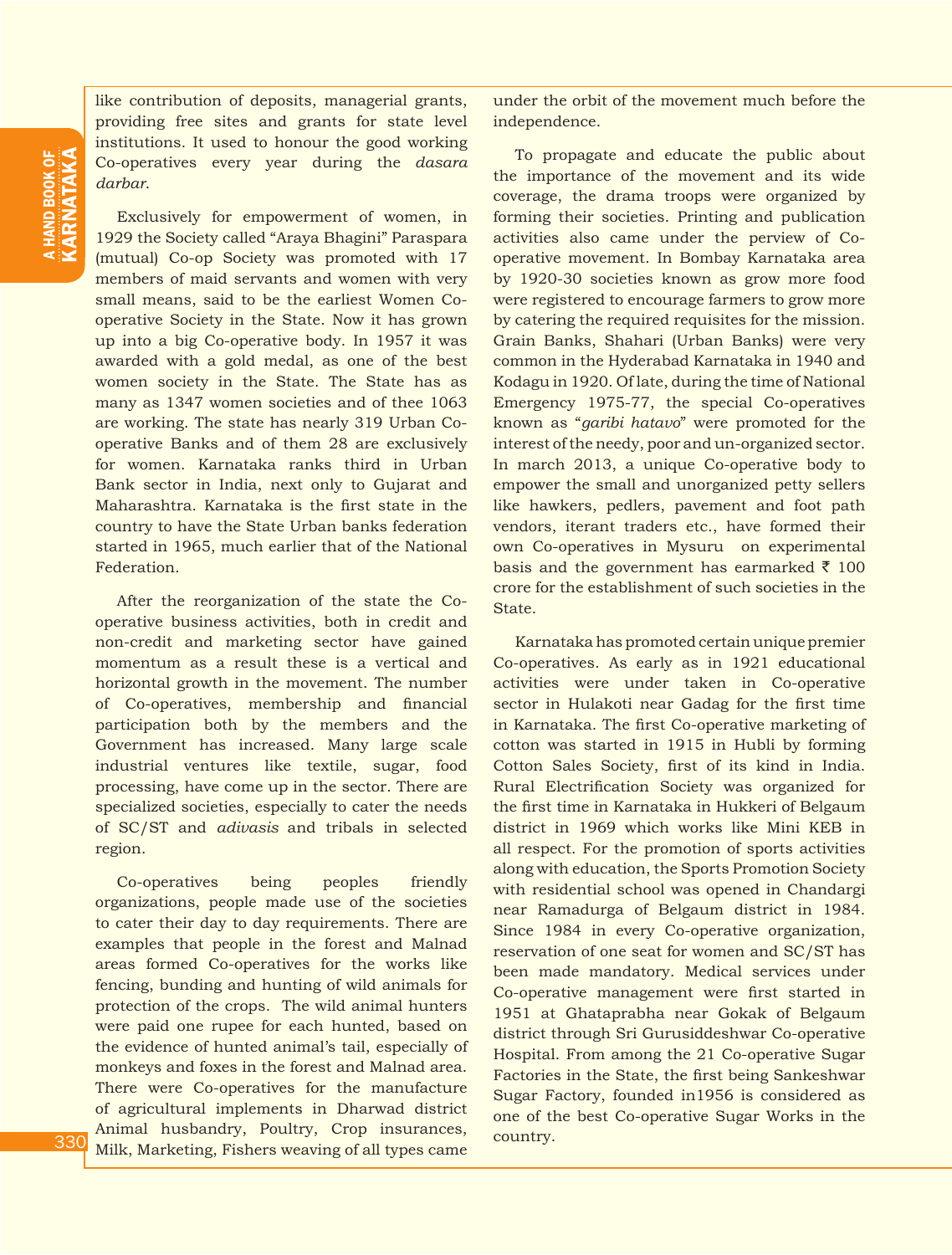like contribution of deposits, managerial grants, providing free sites and grants for state level institutions. It used to honour the good working Co-operatives every year during the *dasara darbar*.

Exclusively for empowerment of women, in 1929 the Society called "Araya Bhagini" Paraspara (mutual) Co-op Society was promoted with 17 members of maid servants and women with very small means, said to be the earliest Women Co-operative Society in the State. Now it has grown up into a big Co-operative body. In 1957 it was awarded with a gold medal, as one of the best women society in the State. The State has as many as 1347 women societies and of thee 1063 are working. The state has nearly 319 Urban Co-operative Banks and of them 28 are exclusively for women. Karnataka ranks third in Urban Bank sector in India, next only to Gujarat and Maharashtra. Karnataka is the first state in the country to have the State Urban banks federation started in 1965, much earlier that of the National Federation.

After the reorganization of the state the Co-operative business activities, both in credit and non-credit and marketing sector have gained momentum as a result these is a vertical and horizontal growth in the movement. The number of Co-operatives, membership and financial participation both by the members and the Government has increased. Many large scale industrial ventures like textile, sugar, food processing, have come up in the sector. There are specialized societies, especially to cater the needs of SC/ST and *adivasis* and tribals in selected region.

Co-operatives being peoples friendly organizations, people made use of the societies to cater their day to day requirements. There are examples that people in the forest and Malnad areas formed Co-operatives for the works like fencing, bunding and hunting of wild animals for protection of the crops. The wild animal hunters were paid one rupee for each hunted, based on the evidence of hunted animal's tail, especially of monkeys and foxes in the forest and Malnad area. There were Co-operatives for the manufacture of agricultural implements in Dharwad district Animal husbandry, Poultry, Crop insurances, Milk, Marketing, Fishers weaving of all types came under the orbit of the movement much before the independence.

To propagate and educate the public about the importance of the movement and its wide coverage, the drama troops were organized by forming their societies. Printing and publication activities also came under the perview of Co-operative movement. In Bombay Karnataka area by 1920-30 societies known as grow more food were registered to encourage farmers to grow more by catering the required requisites for the mission. Grain Banks, Shahari (Urban Banks) were very common in the Hyderabad Karnataka in 1940 and Kodagu in 1920. Of late, during the time of National Emergency 1975-77, the special Co-operatives known as "*garibi hatavo*" were promoted for the interest of the needy, poor and un-organized sector. In march 2013, a unique Co-operative body to empower the small and unorganized petty sellers like hawkers, pedlers, pavement and foot path vendors, iterant traders etc., have formed their own Co-operatives in Mysuru on experimental basis and the government has earmarked ₹ 100 crore for the establishment of such societies in the State.

Karnataka has promoted certain unique premier Co-operatives. As early as in 1921 educational activities were under taken in Co-operative sector in Hulakoti near Gadag for the first time in Karnataka. The first Co-operative marketing of cotton was started in 1915 in Hubli by forming Cotton Sales Society, first of its kind in India. Rural Electrification Society was organized for the first time in Karnataka in Hukkeri of Belgaum district in 1969 which works like Mini KEB in all respect. For the promotion of sports activities along with education, the Sports Promotion Society with residential school was opened in Chandargi near Ramadurga of Belgaum district in 1984. Since 1984 in every Co-operative organization, reservation of one seat for women and SC/ST has been made mandatory. Medical services under Co-operative management were first started in 1951 at Ghataprabha near Gokak of Belgaum district through Sri Gurusiddeshwar Co-operative Hospital. From among the 21 Co-operative Sugar Factories in the State, the first being Sankeshwar Sugar Factory, founded in1956 is considered as one of the best Co-operative Sugar Works in the country.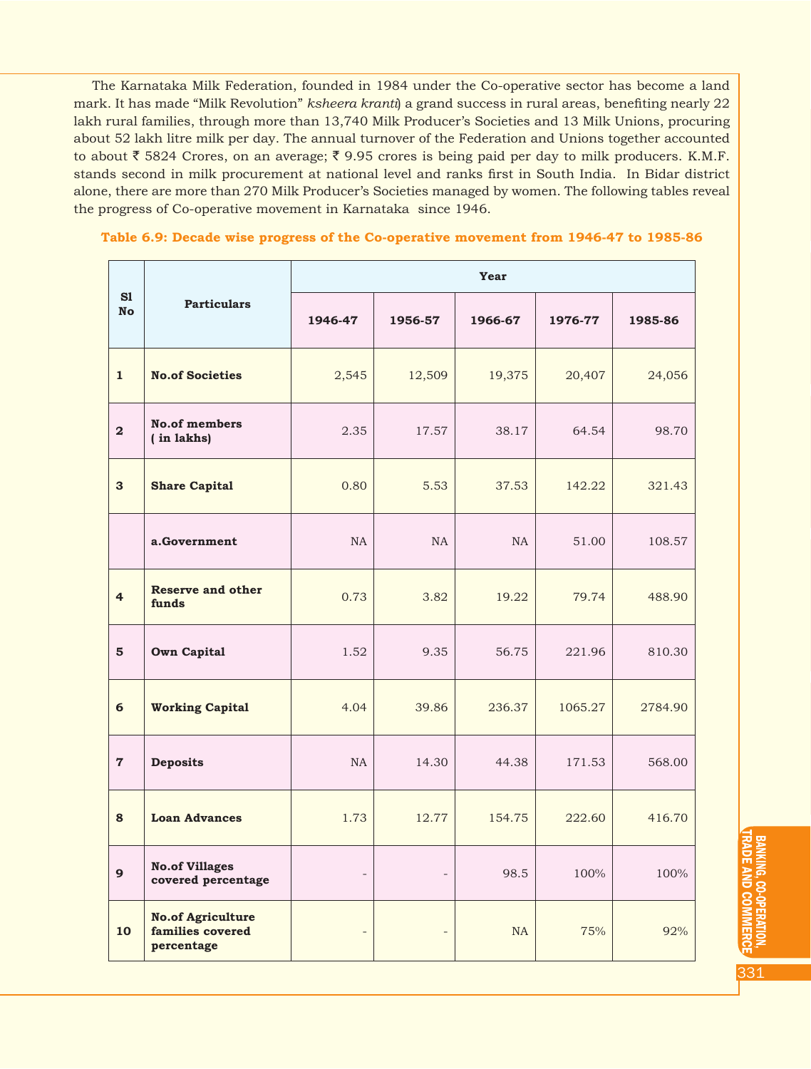The Karnataka Milk Federation, founded in 1984 under the Co-operative sector has become a land mark. It has made "Milk Revolution" *ksheera kranti*) a grand success in rural areas, benefiting nearly 22 lakh rural families, through more than 13,740 Milk Producer's Societies and 13 Milk Unions, procuring about 52 lakh litre milk per day. The annual turnover of the Federation and Unions together accounted to about ₹ 5824 Crores, on an average; ₹ 9.95 crores is being paid per day to milk producers. K.M.F. stands second in milk procurement at national level and ranks first in South India. In Bidar district alone, there are more than 270 Milk Producer's Societies managed by women. The following tables reveal the progress of Co-operative movement in Karnataka since 1946.

**Table 6.9: Decade wise progress of the Co-operative movement from 1946-47 to 1985-86**

| Sl No | Particulars | Year | | | | |
|---|---|---|---|---|---|---|
| | | 1946-47 | 1956-57 | 1966-67 | 1976-77 | 1985-86 |
| 1 | **No.of Societies** | 2,545 | 12,509 | 19,375 | 20,407 | 24,056 |
| 2 | **No.of members ( in lakhs)** | 2.35 | 17.57 | 38.17 | 64.54 | 98.70 |
| 3 | **Share Capital** | 0.80 | 5.53 | 37.53 | 142.22 | 321.43 |
| | **a.Government** | NA | NA | NA | 51.00 | 108.57 |
| 4 | **Reserve and other funds** | 0.73 | 3.82 | 19.22 | 79.74 | 488.90 |
| 5 | **Own Capital** | 1.52 | 9.35 | 56.75 | 221.96 | 810.30 |
| 6 | **Working Capital** | 4.04 | 39.86 | 236.37 | 1065.27 | 2784.90 |
| 7 | **Deposits** | NA | 14.30 | 44.38 | 171.53 | 568.00 |
| 8 | **Loan Advances** | 1.73 | 12.77 | 154.75 | 222.60 | 416.70 |
| 9 | **No.of Villages covered percentage** | - | - | 98.5 | 100% | 100% |
| 10 | **No.of Agriculture families covered percentage** | - | - | NA | 75% | 92% |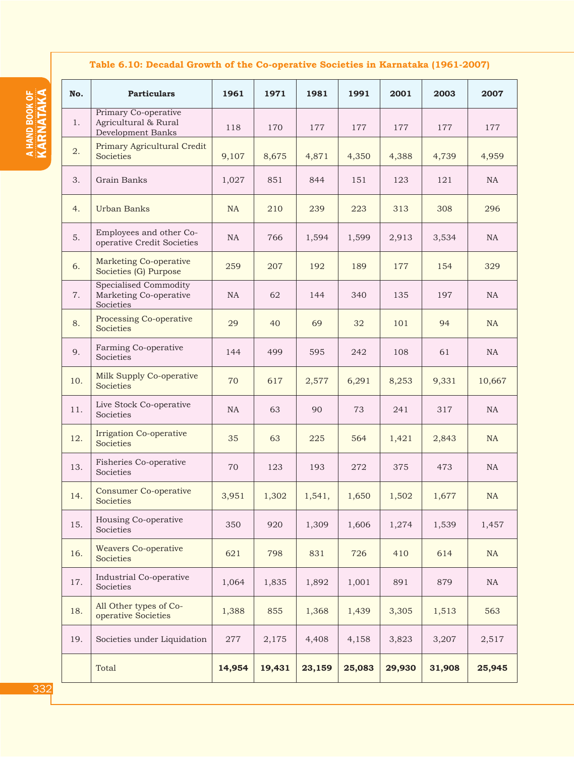**Table 6.10: Decadal Growth of the Co-operative Societies in Karnataka (1961-2007)**

| No. | Particulars | 1961 | 1971 | 1981 | 1991 | 2001 | 2003 | 2007 |
|---|---|---|---|---|---|---|---|---|
| 1. | Primary Co-operative Agricultural & Rural Development Banks | 118 | 170 | 177 | 177 | 177 | 177 | 177 |
| 2. | Primary Agricultural Credit Societies | 9,107 | 8,675 | 4,871 | 4,350 | 4,388 | 4,739 | 4,959 |
| 3. | Grain Banks | 1,027 | 851 | 844 | 151 | 123 | 121 | NA |
| 4. | Urban Banks | NA | 210 | 239 | 223 | 313 | 308 | 296 |
| 5. | Employees and other Co-operative Credit Societies | NA | 766 | 1,594 | 1,599 | 2,913 | 3,534 | NA |
| 6. | Marketing Co-operative Societies (G) Purpose | 259 | 207 | 192 | 189 | 177 | 154 | 329 |
| 7. | Specialised Commodity Marketing Co-operative Societies | NA | 62 | 144 | 340 | 135 | 197 | NA |
| 8. | Processing Co-operative Societies | 29 | 40 | 69 | 32 | 101 | 94 | NA |
| 9. | Farming Co-operative Societies | 144 | 499 | 595 | 242 | 108 | 61 | NA |
| 10. | Milk Supply Co-operative Societies | 70 | 617 | 2,577 | 6,291 | 8,253 | 9,331 | 10,667 |
| 11. | Live Stock Co-operative Societies | NA | 63 | 90 | 73 | 241 | 317 | NA |
| 12. | Irrigation Co-operative Societies | 35 | 63 | 225 | 564 | 1,421 | 2,843 | NA |
| 13. | Fisheries Co-operative Societies | 70 | 123 | 193 | 272 | 375 | 473 | NA |
| 14. | Consumer Co-operative Societies | 3,951 | 1,302 | 1,541, | 1,650 | 1,502 | 1,677 | NA |
| 15. | Housing Co-operative Societies | 350 | 920 | 1,309 | 1,606 | 1,274 | 1,539 | 1,457 |
| 16. | Weavers Co-operative Societies | 621 | 798 | 831 | 726 | 410 | 614 | NA |
| 17. | Industrial Co-operative Societies | 1,064 | 1,835 | 1,892 | 1,001 | 891 | 879 | NA |
| 18. | All Other types of Co-operative Societies | 1,388 | 855 | 1,368 | 1,439 | 3,305 | 1,513 | 563 |
| 19. | Societies under Liquidation | 277 | 2,175 | 4,408 | 4,158 | 3,823 | 3,207 | 2,517 |
| | Total | **14,954** | **19,431** | **23,159** | **25,083** | **29,930** | **31,908** | **25,945** |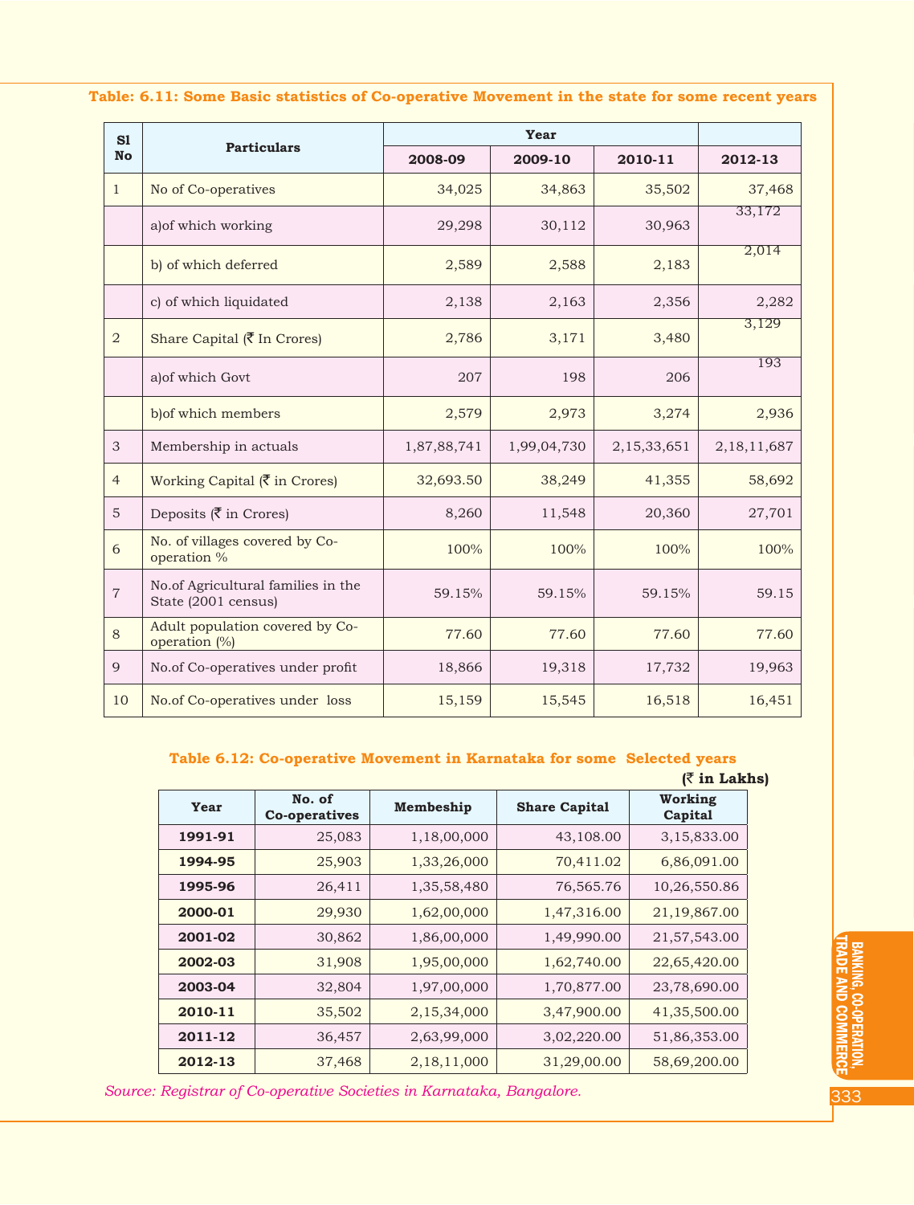**Table: 6.11: Some Basic statistics of Co-operative Movement in the state for some recent years**

| Sl No | Particulars | Year | | | |
|---|---|---|---|---|---|
| | | 2008-09 | 2009-10 | 2010-11 | 2012-13 |
| 1 | No of Co-operatives | 34,025 | 34,863 | 35,502 | 37,468 |
| | a)of which working | 29,298 | 30,112 | 30,963 | 33,172 |
| | b) of which deferred | 2,589 | 2,588 | 2,183 | 2,014 |
| | c) of which liquidated | 2,138 | 2,163 | 2,356 | 2,282 |
| 2 | Share Capital (₹ In Crores) | 2,786 | 3,171 | 3,480 | 3,129 |
| | a)of which Govt | 207 | 198 | 206 | 193 |
| | b)of which members | 2,579 | 2,973 | 3,274 | 2,936 |
| 3 | Membership in actuals | 1,87,88,741 | 1,99,04,730 | 2,15,33,651 | 2,18,11,687 |
| 4 | Working Capital (₹ in Crores) | 32,693.50 | 38,249 | 41,355 | 58,692 |
| 5 | Deposits (₹ in Crores) | 8,260 | 11,548 | 20,360 | 27,701 |
| 6 | No. of villages covered by Co-operation % | 100% | 100% | 100% | 100% |
| 7 | No.of Agricultural families in the State (2001 census) | 59.15% | 59.15% | 59.15% | 59.15 |
| 8 | Adult population covered by Co-operation (%) | 77.60 | 77.60 | 77.60 | 77.60 |
| 9 | No.of Co-operatives under profit | 18,866 | 19,318 | 17,732 | 19,963 |
| 10 | No.of Co-operatives under loss | 15,159 | 15,545 | 16,518 | 16,451 |

**Table 6.12: Co-operative Movement in Karnataka for some Selected years**

**(₹ in Lakhs)**

| Year | No. of Co-operatives | Membeship | Share Capital | Working Capital |
|---|---|---|---|---|
| **1991-91** | 25,083 | 1,18,00,000 | 43,108.00 | 3,15,833.00 |
| **1994-95** | 25,903 | 1,33,26,000 | 70,411.02 | 6,86,091.00 |
| **1995-96** | 26,411 | 1,35,58,480 | 76,565.76 | 10,26,550.86 |
| **2000-01** | 29,930 | 1,62,00,000 | 1,47,316.00 | 21,19,867.00 |
| **2001-02** | 30,862 | 1,86,00,000 | 1,49,990.00 | 21,57,543.00 |
| **2002-03** | 31,908 | 1,95,00,000 | 1,62,740.00 | 22,65,420.00 |
| **2003-04** | 32,804 | 1,97,00,000 | 1,70,877.00 | 23,78,690.00 |
| **2010-11** | 35,502 | 2,15,34,000 | 3,47,900.00 | 41,35,500.00 |
| **2011-12** | 36,457 | 2,63,99,000 | 3,02,220.00 | 51,86,353.00 |
| **2012-13** | 37,468 | 2,18,11,000 | 31,29,00.00 | 58,69,200.00 |

*Source: Registrar of Co-operative Societies in Karnataka, Bangalore.*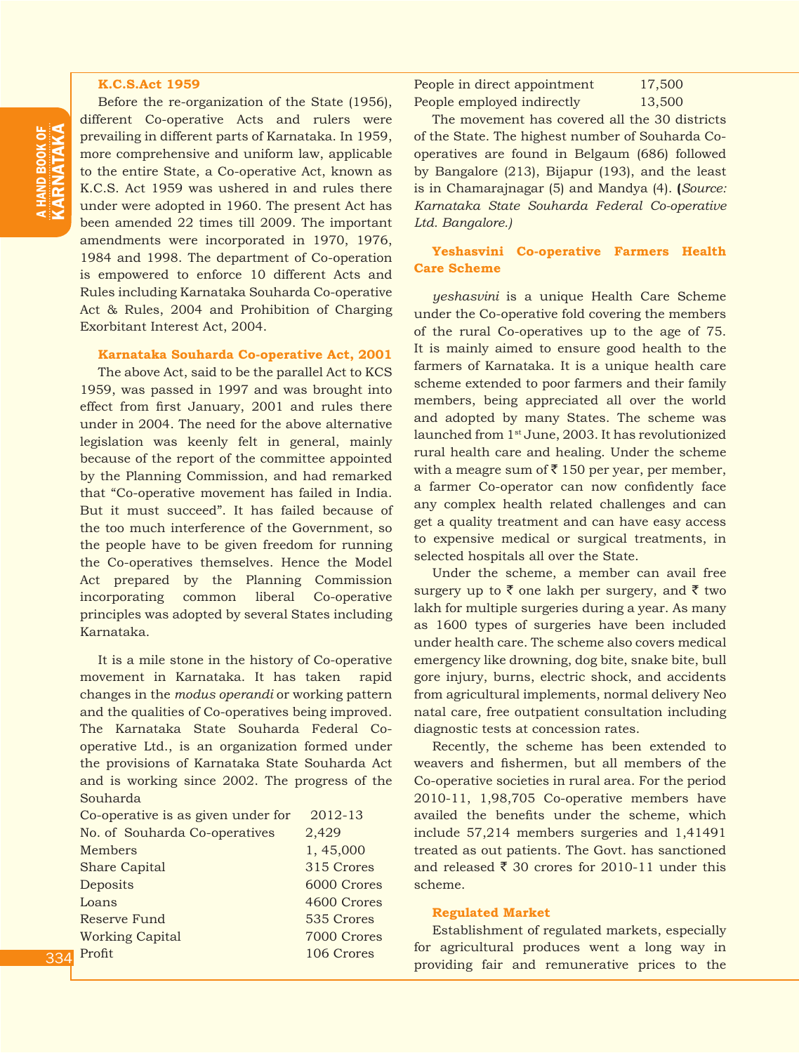### K.C.S.Act 1959

Before the re-organization of the State (1956), different Co-operative Acts and rulers were prevailing in different parts of Karnataka. In 1959, more comprehensive and uniform law, applicable to the entire State, a Co-operative Act, known as K.C.S. Act 1959 was ushered in and rules there under were adopted in 1960. The present Act has been amended 22 times till 2009. The important amendments were incorporated in 1970, 1976, 1984 and 1998. The department of Co-operation is empowered to enforce 10 different Acts and Rules including Karnataka Souharda Co-operative Act & Rules, 2004 and Prohibition of Charging Exorbitant Interest Act, 2004.

### Karnataka Souharda Co-operative Act, 2001

The above Act, said to be the parallel Act to KCS 1959, was passed in 1997 and was brought into effect from first January, 2001 and rules there under in 2004. The need for the above alternative legislation was keenly felt in general, mainly because of the report of the committee appointed by the Planning Commission, and had remarked that "Co-operative movement has failed in India. But it must succeed". It has failed because of the too much interference of the Government, so the people have to be given freedom for running the Co-operatives themselves. Hence the Model Act prepared by the Planning Commission incorporating common liberal Co-operative principles was adopted by several States including Karnataka.

It is a mile stone in the history of Co-operative movement in Karnataka. It has taken rapid changes in the *modus operandi* or working pattern and the qualities of Co-operatives being improved. The Karnataka State Souharda Federal Co-operative Ltd., is an organization formed under the provisions of Karnataka State Souharda Act and is working since 2002. The progress of the Souharda

| Co-operative is as given under for | 2012-13 |
|---|---|
| No. of Souharda Co-operatives | 2,429 |
| Members | 1, 45,000 |
| Share Capital | 315 Crores |
| Deposits | 6000 Crores |
| Loans | 4600 Crores |
| Reserve Fund | 535 Crores |
| Working Capital | 7000 Crores |
| Profit | 106 Crores |
| People in direct appointment | 17,500 |
| People employed indirectly | 13,500 |

The movement has covered all the 30 districts of the State. The highest number of Souharda Co-operatives are found in Belgaum (686) followed by Bangalore (213), Bijapur (193), and the least is in Chamarajnagar (5) and Mandya (4). (*Source: Karnataka State Souharda Federal Co-operative Ltd. Bangalore.)*

### Yeshasvini Co-operative Farmers Health Care Scheme

*yeshasvini* is a unique Health Care Scheme under the Co-operative fold covering the members of the rural Co-operatives up to the age of 75. It is mainly aimed to ensure good health to the farmers of Karnataka. It is a unique health care scheme extended to poor farmers and their family members, being appreciated all over the world and adopted by many States. The scheme was launched from 1st June, 2003. It has revolutionized rural health care and healing. Under the scheme with a meagre sum of ₹ 150 per year, per member, a farmer Co-operator can now confidently face any complex health related challenges and can get a quality treatment and can have easy access to expensive medical or surgical treatments, in selected hospitals all over the State.

Under the scheme, a member can avail free surgery up to ₹ one lakh per surgery, and ₹ two lakh for multiple surgeries during a year. As many as 1600 types of surgeries have been included under health care. The scheme also covers medical emergency like drowning, dog bite, snake bite, bull gore injury, burns, electric shock, and accidents from agricultural implements, normal delivery Neo natal care, free outpatient consultation including diagnostic tests at concession rates.

Recently, the scheme has been extended to weavers and fishermen, but all members of the Co-operative societies in rural area. For the period 2010-11, 1,98,705 Co-operative members have availed the benefits under the scheme, which include 57,214 members surgeries and 1,41491 treated as out patients. The Govt. has sanctioned and released ₹ 30 crores for 2010-11 under this scheme.

### Regulated Market

Establishment of regulated markets, especially for agricultural produces went a long way in providing fair and remunerative prices to the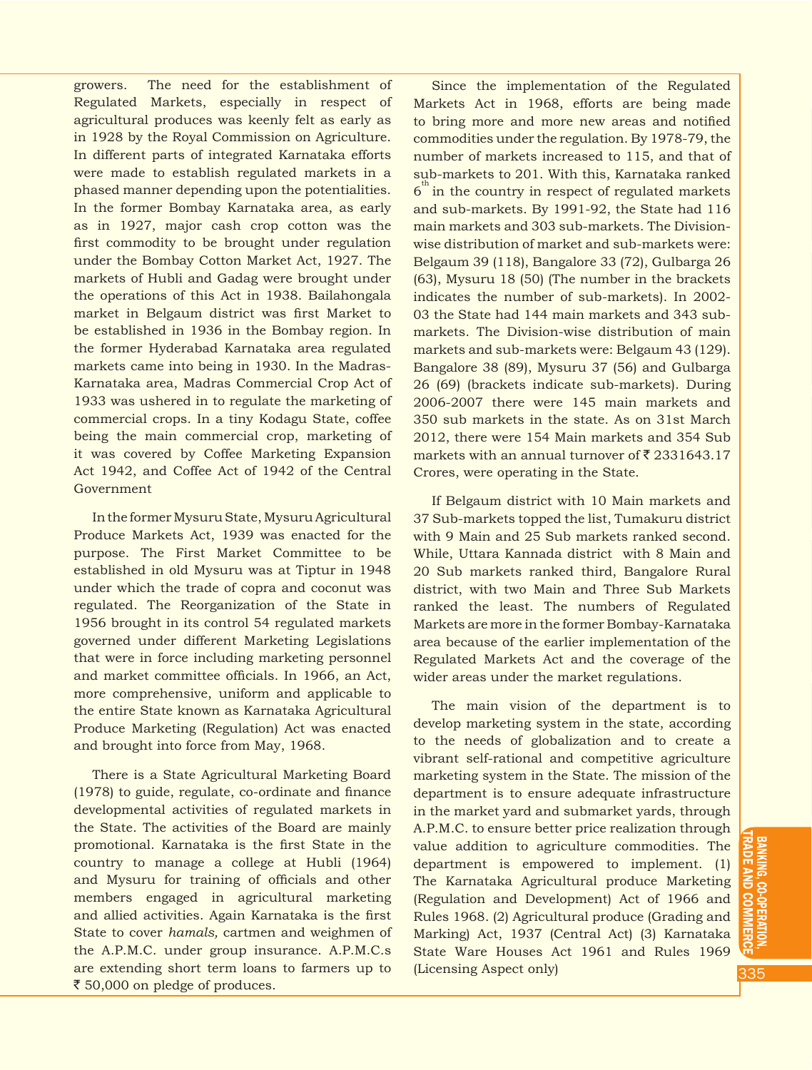growers. The need for the establishment of Regulated Markets, especially in respect of agricultural produces was keenly felt as early as in 1928 by the Royal Commission on Agriculture. In different parts of integrated Karnataka efforts were made to establish regulated markets in a phased manner depending upon the potentialities. In the former Bombay Karnataka area, as early as in 1927, major cash crop cotton was the first commodity to be brought under regulation under the Bombay Cotton Market Act, 1927. The markets of Hubli and Gadag were brought under the operations of this Act in 1938. Bailahongala market in Belgaum district was first Market to be established in 1936 in the Bombay region. In the former Hyderabad Karnataka area regulated markets came into being in 1930. In the Madras-Karnataka area, Madras Commercial Crop Act of 1933 was ushered in to regulate the marketing of commercial crops. In a tiny Kodagu State, coffee being the main commercial crop, marketing of it was covered by Coffee Marketing Expansion Act 1942, and Coffee Act of 1942 of the Central Government

In the former Mysuru State, Mysuru Agricultural Produce Markets Act, 1939 was enacted for the purpose. The First Market Committee to be established in old Mysuru was at Tiptur in 1948 under which the trade of copra and coconut was regulated. The Reorganization of the State in 1956 brought in its control 54 regulated markets governed under different Marketing Legislations that were in force including marketing personnel and market committee officials. In 1966, an Act, more comprehensive, uniform and applicable to the entire State known as Karnataka Agricultural Produce Marketing (Regulation) Act was enacted and brought into force from May, 1968.

There is a State Agricultural Marketing Board (1978) to guide, regulate, co-ordinate and finance developmental activities of regulated markets in the State. The activities of the Board are mainly promotional. Karnataka is the first State in the country to manage a college at Hubli (1964) and Mysuru for training of officials and other members engaged in agricultural marketing and allied activities. Again Karnataka is the first State to cover *hamals,* cartmen and weighmen of the A.P.M.C. under group insurance. A.P.M.C.s are extending short term loans to farmers up to ₹ 50,000 on pledge of produces.

Since the implementation of the Regulated Markets Act in 1968, efforts are being made to bring more and more new areas and notified commodities under the regulation. By 1978-79, the number of markets increased to 115, and that of sub-markets to 201. With this, Karnataka ranked 6th in the country in respect of regulated markets and sub-markets. By 1991-92, the State had 116 main markets and 303 sub-markets. The Division-wise distribution of market and sub-markets were: Belgaum 39 (118), Bangalore 33 (72), Gulbarga 26 (63), Mysuru 18 (50) (The number in the brackets indicates the number of sub-markets). In 2002-03 the State had 144 main markets and 343 sub-markets. The Division-wise distribution of main markets and sub-markets were: Belgaum 43 (129). Bangalore 38 (89), Mysuru 37 (56) and Gulbarga 26 (69) (brackets indicate sub-markets). During 2006-2007 there were 145 main markets and 350 sub markets in the state. As on 31st March 2012, there were 154 Main markets and 354 Sub markets with an annual turnover of ₹ 2331643.17 Crores, were operating in the State.

If Belgaum district with 10 Main markets and 37 Sub-markets topped the list, Tumakuru district with 9 Main and 25 Sub markets ranked second. While, Uttara Kannada district with 8 Main and 20 Sub markets ranked third, Bangalore Rural district, with two Main and Three Sub Markets ranked the least. The numbers of Regulated Markets are more in the former Bombay-Karnataka area because of the earlier implementation of the Regulated Markets Act and the coverage of the wider areas under the market regulations.

The main vision of the department is to develop marketing system in the state, according to the needs of globalization and to create a vibrant self-rational and competitive agriculture marketing system in the State. The mission of the department is to ensure adequate infrastructure in the market yard and submarket yards, through A.P.M.C. to ensure better price realization through value addition to agriculture commodities. The department is empowered to implement. (1) The Karnataka Agricultural produce Marketing (Regulation and Development) Act of 1966 and Rules 1968. (2) Agricultural produce (Grading and Marking) Act, 1937 (Central Act) (3) Karnataka State Ware Houses Act 1961 and Rules 1969 (Licensing Aspect only)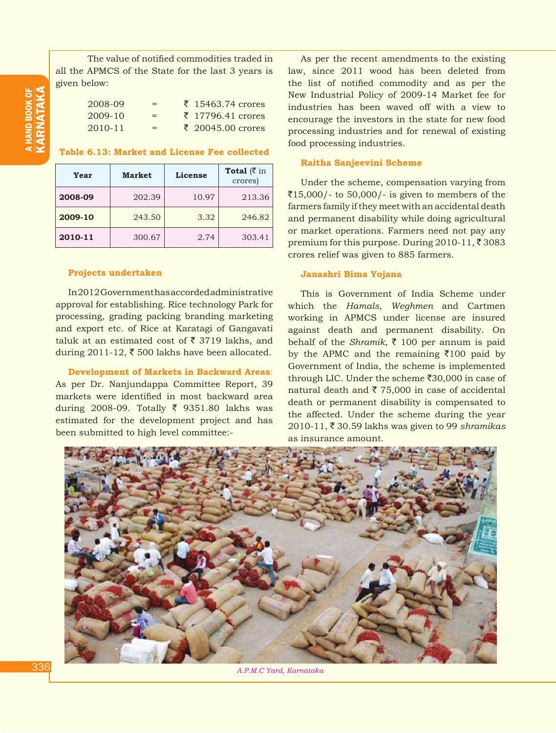The value of notified commodities traded in all the APMCS of the State for the last 3 years is given below:

2008-09 = ₹ 15463.74 crores
2009-10 = ₹ 17796.41 crores
2010-11 = ₹ 20045.00 crores

**Table 6.13: Market and License Fee collected**

| Year | Market | License | Total (₹ in crores) |
|---|---|---|---|
| **2008-09** | 202.39 | 10.97 | 213.36 |
| **2009-10** | 243.50 | 3.32 | 246.82 |
| **2010-11** | 300.67 | 2.74 | 303.41 |

### Projects undertaken

In 2012 Government has accorded administrative approval for establishing. Rice technology Park for processing, grading packing branding marketing and export etc. of Rice at Karatagi of Gangavati taluk at an estimated cost of ₹ 3719 lakhs, and during 2011-12, ₹ 500 lakhs have been allocated.

**Development of Markets in Backward Areas**: As per Dr. Nanjundappa Committee Report, 39 markets were identified in most backward area during 2008-09. Totally ₹ 9351.80 lakhs was estimated for the development project and has been submitted to high level committee:-

As per the recent amendments to the existing law, since 2011 wood has been deleted from the list of notified commodity and as per the New Industrial Policy of 2009-14 Market fee for industries has been waved off with a view to encourage the investors in the state for new food processing industries and for renewal of existing food processing industries.

### Raitha Sanjeevini Scheme

Under the scheme, compensation varying from ₹15,000/- to 50,000/- is given to members of the farmers family if they meet with an accidental death and permanent disability while doing agricultural or market operations. Farmers need not pay any premium for this purpose. During 2010-11, ₹ 3083 crores relief was given to 885 farmers.

### Janashri Bima Yojana

This is Government of India Scheme under which the *Hamals*, *Weghmen* and Cartmen working in APMCS under license are insured against death and permanent disability. On behalf of the *Shramik*, ₹ 100 per annum is paid by the APMC and the remaining ₹100 paid by Government of India, the scheme is implemented through LIC. Under the scheme ₹30,000 in case of natural death and ₹ 75,000 in case of accidental death or permanent disability is compensated to the affected. Under the scheme during the year 2010-11, ₹ 30.59 lakhs was given to 99 *shramikas* as insurance amount.

*A.P.M.C Yard, Karnataka*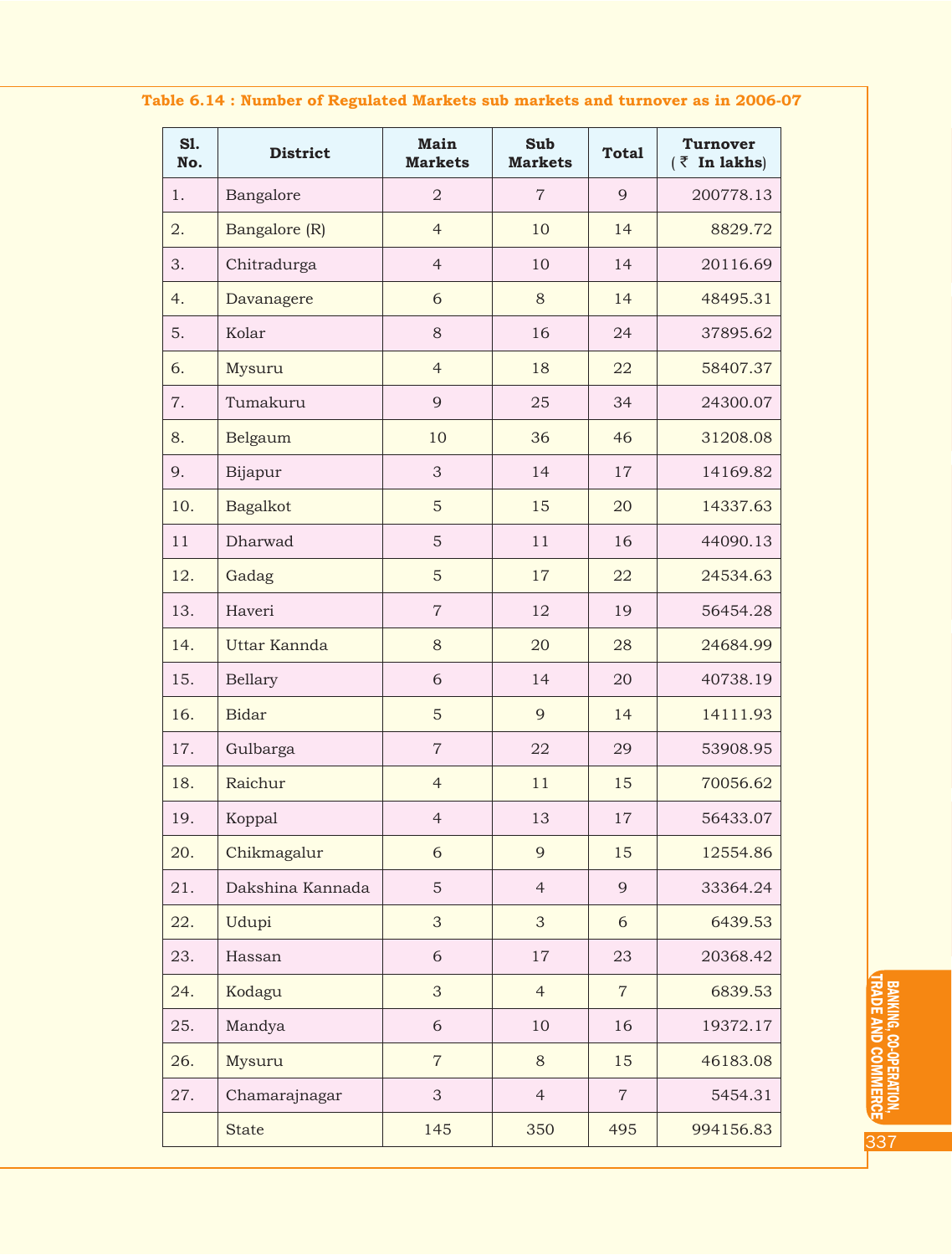**Table 6.14 : Number of Regulated Markets sub markets and turnover as in 2006-07**

| Sl. No. | District | Main Markets | Sub Markets | Total | Turnover (₹ In lakhs) |
|---|---|---|---|---|---|
| 1. | Bangalore | 2 | 7 | 9 | 200778.13 |
| 2. | Bangalore (R) | 4 | 10 | 14 | 8829.72 |
| 3. | Chitradurga | 4 | 10 | 14 | 20116.69 |
| 4. | Davanagere | 6 | 8 | 14 | 48495.31 |
| 5. | Kolar | 8 | 16 | 24 | 37895.62 |
| 6. | Mysuru | 4 | 18 | 22 | 58407.37 |
| 7. | Tumakuru | 9 | 25 | 34 | 24300.07 |
| 8. | Belgaum | 10 | 36 | 46 | 31208.08 |
| 9. | Bijapur | 3 | 14 | 17 | 14169.82 |
| 10. | Bagalkot | 5 | 15 | 20 | 14337.63 |
| 11 | Dharwad | 5 | 11 | 16 | 44090.13 |
| 12. | Gadag | 5 | 17 | 22 | 24534.63 |
| 13. | Haveri | 7 | 12 | 19 | 56454.28 |
| 14. | Uttar Kannda | 8 | 20 | 28 | 24684.99 |
| 15. | Bellary | 6 | 14 | 20 | 40738.19 |
| 16. | Bidar | 5 | 9 | 14 | 14111.93 |
| 17. | Gulbarga | 7 | 22 | 29 | 53908.95 |
| 18. | Raichur | 4 | 11 | 15 | 70056.62 |
| 19. | Koppal | 4 | 13 | 17 | 56433.07 |
| 20. | Chikmagalur | 6 | 9 | 15 | 12554.86 |
| 21. | Dakshina Kannada | 5 | 4 | 9 | 33364.24 |
| 22. | Udupi | 3 | 3 | 6 | 6439.53 |
| 23. | Hassan | 6 | 17 | 23 | 20368.42 |
| 24. | Kodagu | 3 | 4 | 7 | 6839.53 |
| 25. | Mandya | 6 | 10 | 16 | 19372.17 |
| 26. | Mysuru | 7 | 8 | 15 | 46183.08 |
| 27. | Chamarajnagar | 3 | 4 | 7 | 5454.31 |
| | State | 145 | 350 | 495 | 994156.83 |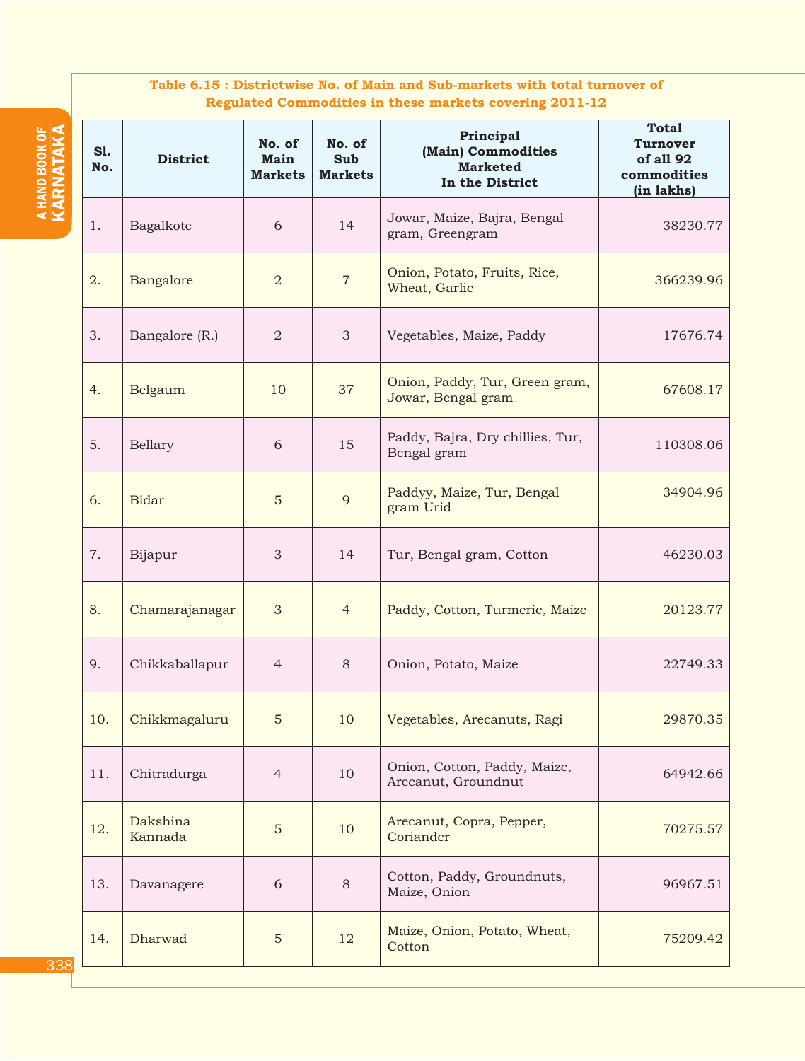**Table 6.15 : Districtwise No. of Main and Sub-markets with total turnover of Regulated Commodities in these markets covering 2011-12**

| Sl. No. | District | No. of Main Markets | No. of Sub Markets | Principal (Main) Commodities Marketed In the District | Total Turnover of all 92 commodities (in lakhs) |
|---|---|---|---|---|---|
| 1. | Bagalkote | 6 | 14 | Jowar, Maize, Bajra, Bengal gram, Greengram | 38230.77 |
| 2. | Bangalore | 2 | 7 | Onion, Potato, Fruits, Rice, Wheat, Garlic | 366239.96 |
| 3. | Bangalore (R.) | 2 | 3 | Vegetables, Maize, Paddy | 17676.74 |
| 4. | Belgaum | 10 | 37 | Onion, Paddy, Tur, Green gram, Jowar, Bengal gram | 67608.17 |
| 5. | Bellary | 6 | 15 | Paddy, Bajra, Dry chillies, Tur, Bengal gram | 110308.06 |
| 6. | Bidar | 5 | 9 | Paddyy, Maize, Tur, Bengal gram Urid | 34904.96 |
| 7. | Bijapur | 3 | 14 | Tur, Bengal gram, Cotton | 46230.03 |
| 8. | Chamarajanagar | 3 | 4 | Paddy, Cotton, Turmeric, Maize | 20123.77 |
| 9. | Chikkaballapur | 4 | 8 | Onion, Potato, Maize | 22749.33 |
| 10. | Chikkmagaluru | 5 | 10 | Vegetables, Arecanuts, Ragi | 29870.35 |
| 11. | Chitradurga | 4 | 10 | Onion, Cotton, Paddy, Maize, Arecanut, Groundnut | 64942.66 |
| 12. | Dakshina Kannada | 5 | 10 | Arecanut, Copra, Pepper, Coriander | 70275.57 |
| 13. | Davanagere | 6 | 8 | Cotton, Paddy, Groundnuts, Maize, Onion | 96967.51 |
| 14. | Dharwad | 5 | 12 | Maize, Onion, Potato, Wheat, Cotton | 75209.42 |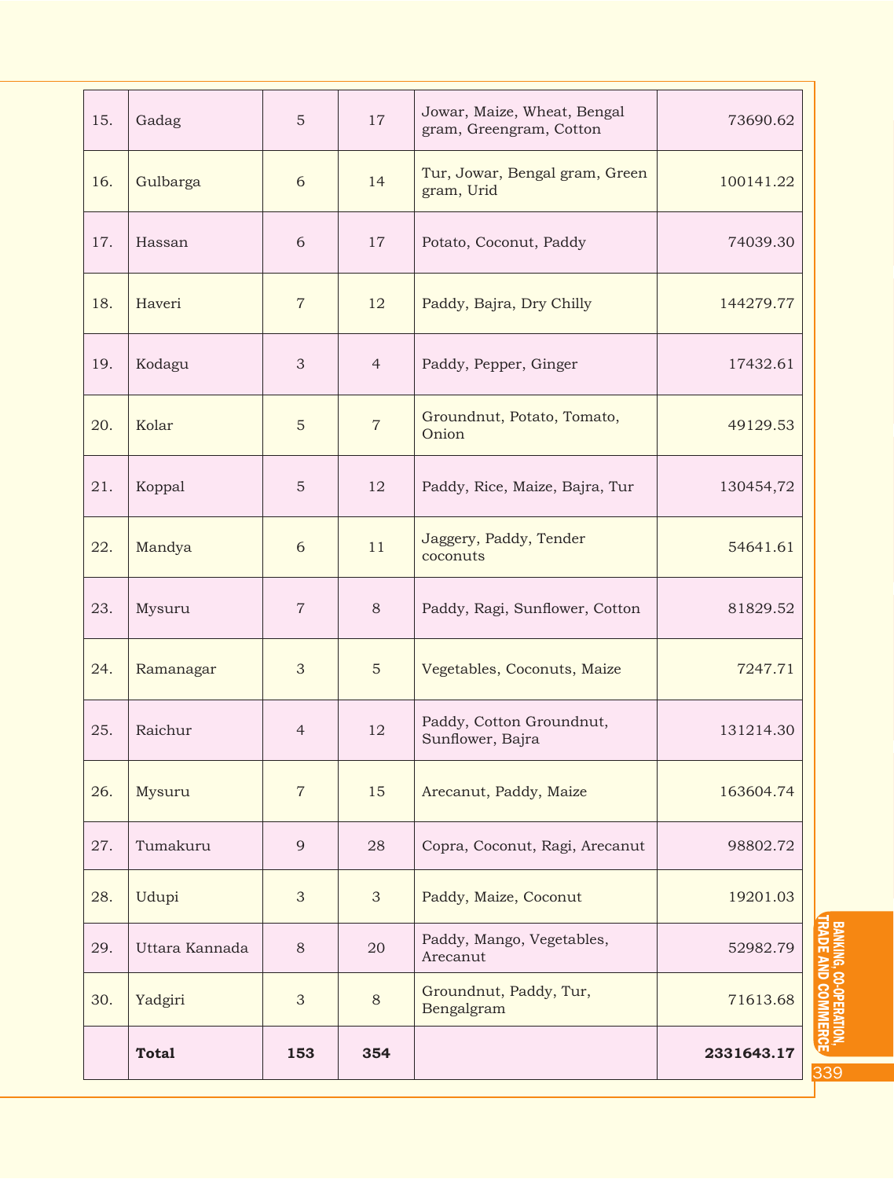| | | | | | |
|---|---|---|---|---|---|
| 15. | Gadag | 5 | 17 | Jowar, Maize, Wheat, Bengal gram, Greengram, Cotton | 73690.62 |
| 16. | Gulbarga | 6 | 14 | Tur, Jowar, Bengal gram, Green gram, Urid | 100141.22 |
| 17. | Hassan | 6 | 17 | Potato, Coconut, Paddy | 74039.30 |
| 18. | Haveri | 7 | 12 | Paddy, Bajra, Dry Chilly | 144279.77 |
| 19. | Kodagu | 3 | 4 | Paddy, Pepper, Ginger | 17432.61 |
| 20. | Kolar | 5 | 7 | Groundnut, Potato, Tomato, Onion | 49129.53 |
| 21. | Koppal | 5 | 12 | Paddy, Rice, Maize, Bajra, Tur | 130454,72 |
| 22. | Mandya | 6 | 11 | Jaggery, Paddy, Tender coconuts | 54641.61 |
| 23. | Mysuru | 7 | 8 | Paddy, Ragi, Sunflower, Cotton | 81829.52 |
| 24. | Ramanagar | 3 | 5 | Vegetables, Coconuts, Maize | 7247.71 |
| 25. | Raichur | 4 | 12 | Paddy, Cotton Groundnut, Sunflower, Bajra | 131214.30 |
| 26. | Mysuru | 7 | 15 | Arecanut, Paddy, Maize | 163604.74 |
| 27. | Tumakuru | 9 | 28 | Copra, Coconut, Ragi, Arecanut | 98802.72 |
| 28. | Udupi | 3 | 3 | Paddy, Maize, Coconut | 19201.03 |
| 29. | Uttara Kannada | 8 | 20 | Paddy, Mango, Vegetables, Arecanut | 52982.79 |
| 30. | Yadgiri | 3 | 8 | Groundnut, Paddy, Tur, Bengalgram | 71613.68 |
| | **Total** | **153** | **354** | | **2331643.17** |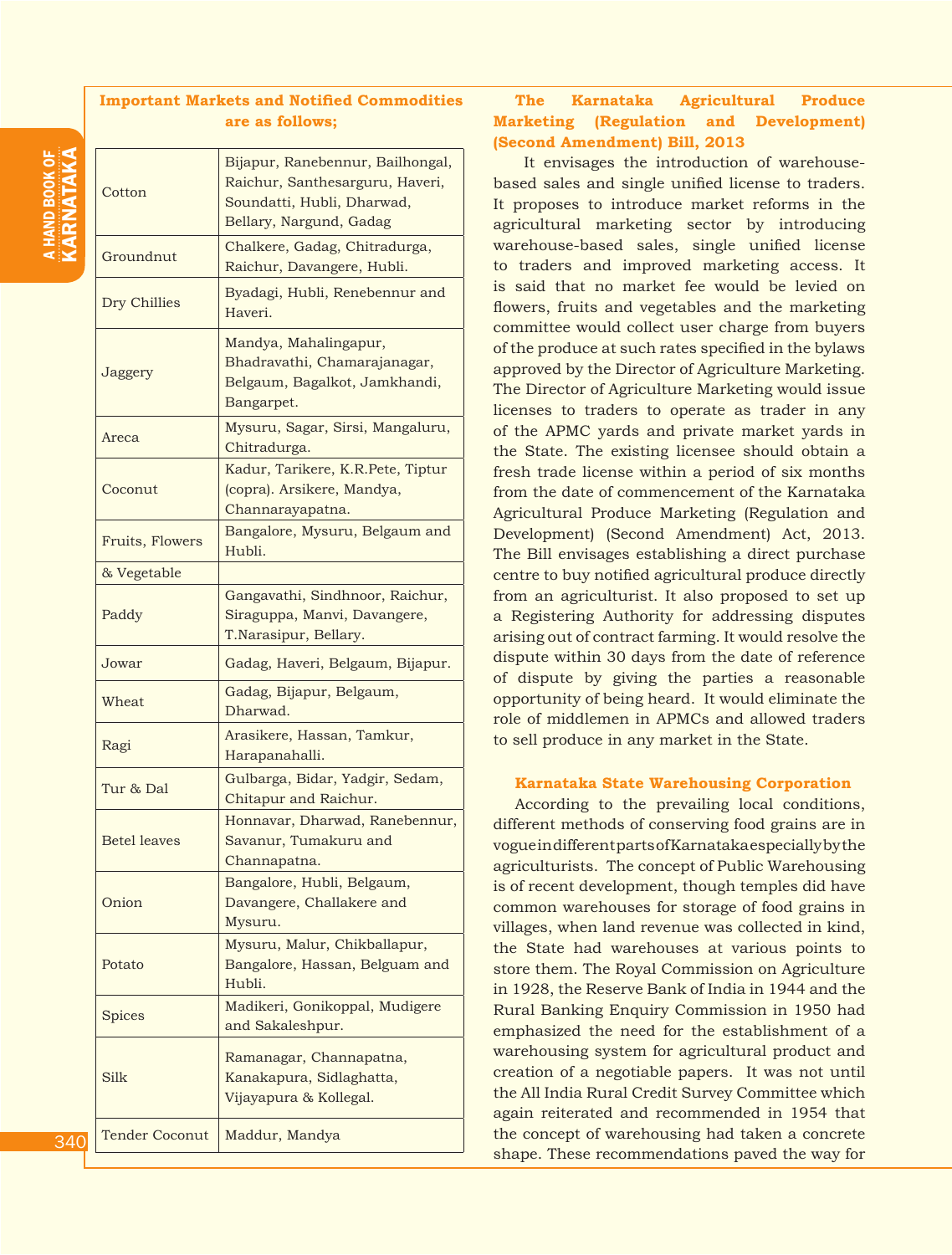### Important Markets and Notified Commodities are as follows;

| | |
|---|---|
| Cotton | Bijapur, Ranebennur, Bailhongal, Raichur, Santhesarguru, Haveri, Soundatti, Hubli, Dharwad, Bellary, Nargund, Gadag |
| Groundnut | Chalkere, Gadag, Chitradurga, Raichur, Davangere, Hubli. |
| Dry Chillies | Byadagi, Hubli, Renebennur and Haveri. |
| Jaggery | Mandya, Mahalingapur, Bhadravathi, Chamarajanagar, Belgaum, Bagalkot, Jamkhandi, Bangarpet. |
| Areca | Mysuru, Sagar, Sirsi, Mangaluru, Chitradurga. |
| Coconut | Kadur, Tarikere, K.R.Pete, Tiptur (copra). Arsikere, Mandya, Channarayapatna. |
| Fruits, Flowers & Vegetable | Bangalore, Mysuru, Belgaum and Hubli. |
| Paddy | Gangavathi, Sindhnoor, Raichur, Siraguppa, Manvi, Davangere, T.Narasipur, Bellary. |
| Jowar | Gadag, Haveri, Belgaum, Bijapur. |
| Wheat | Gadag, Bijapur, Belgaum, Dharwad. |
| Ragi | Arasikere, Hassan, Tamkur, Harapanahalli. |
| Tur & Dal | Gulbarga, Bidar, Yadgir, Sedam, Chitapur and Raichur. |
| Betel leaves | Honnavar, Dharwad, Ranebennur, Savanur, Tumakuru and Channapatna. |
| Onion | Bangalore, Hubli, Belgaum, Davangere, Challakere and Mysuru. |
| Potato | Mysuru, Malur, Chikballapur, Bangalore, Hassan, Belguam and Hubli. |
| Spices | Madikeri, Gonikoppal, Mudigere and Sakaleshpur. |
| Silk | Ramanagar, Channapatna, Kanakapura, Sidlaghatta, Vijayapura & Kollegal. |
| Tender Coconut | Maddur, Mandya |

### The Karnataka Agricultural Produce Marketing (Regulation and Development) (Second Amendment) Bill, 2013

It envisages the introduction of warehouse-based sales and single unified license to traders. It proposes to introduce market reforms in the agricultural marketing sector by introducing warehouse-based sales, single unified license to traders and improved marketing access. It is said that no market fee would be levied on flowers, fruits and vegetables and the marketing committee would collect user charge from buyers of the produce at such rates specified in the bylaws approved by the Director of Agriculture Marketing. The Director of Agriculture Marketing would issue licenses to traders to operate as trader in any of the APMC yards and private market yards in the State. The existing licensee should obtain a fresh trade license within a period of six months from the date of commencement of the Karnataka Agricultural Produce Marketing (Regulation and Development) (Second Amendment) Act, 2013. The Bill envisages establishing a direct purchase centre to buy notified agricultural produce directly from an agriculturist. It also proposed to set up a Registering Authority for addressing disputes arising out of contract farming. It would resolve the dispute within 30 days from the date of reference of dispute by giving the parties a reasonable opportunity of being heard. It would eliminate the role of middlemen in APMCs and allowed traders to sell produce in any market in the State.

### Karnataka State Warehousing Corporation

According to the prevailing local conditions, different methods of conserving food grains are in vogue in different parts of Karnataka especially by the agriculturists. The concept of Public Warehousing is of recent development, though temples did have common warehouses for storage of food grains in villages, when land revenue was collected in kind, the State had warehouses at various points to store them. The Royal Commission on Agriculture in 1928, the Reserve Bank of India in 1944 and the Rural Banking Enquiry Commission in 1950 had emphasized the need for the establishment of a warehousing system for agricultural product and creation of a negotiable papers. It was not until the All India Rural Credit Survey Committee which again reiterated and recommended in 1954 that the concept of warehousing had taken a concrete shape. These recommendations paved the way for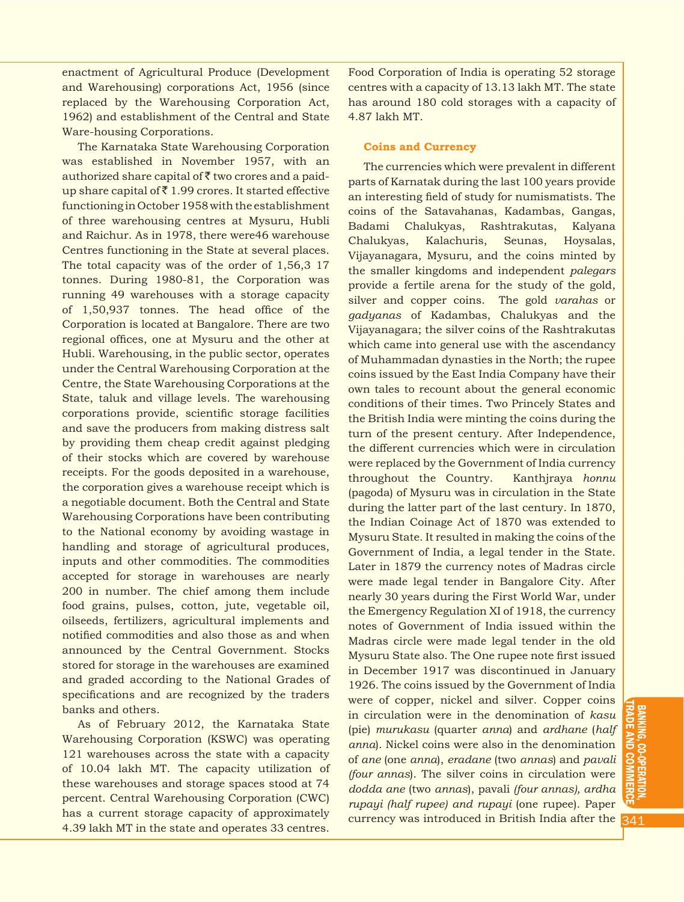enactment of Agricultural Produce (Development and Warehousing) corporations Act, 1956 (since replaced by the Warehousing Corporation Act, 1962) and establishment of the Central and State Ware-housing Corporations.

The Karnataka State Warehousing Corporation was established in November 1957, with an authorized share capital of ₹ two crores and a paid-up share capital of ₹ 1.99 crores. It started effective functioning in October 1958 with the establishment of three warehousing centres at Mysuru, Hubli and Raichur. As in 1978, there were46 warehouse Centres functioning in the State at several places. The total capacity was of the order of 1,56,3 17 tonnes. During 1980-81, the Corporation was running 49 warehouses with a storage capacity of 1,50,937 tonnes. The head office of the Corporation is located at Bangalore. There are two regional offices, one at Mysuru and the other at Hubli. Warehousing, in the public sector, operates under the Central Warehousing Corporation at the Centre, the State Warehousing Corporations at the State, taluk and village levels. The warehousing corporations provide, scientific storage facilities and save the producers from making distress salt by providing them cheap credit against pledging of their stocks which are covered by warehouse receipts. For the goods deposited in a warehouse, the corporation gives a warehouse receipt which is a negotiable document. Both the Central and State Warehousing Corporations have been contributing to the National economy by avoiding wastage in handling and storage of agricultural produces, inputs and other commodities. The commodities accepted for storage in warehouses are nearly 200 in number. The chief among them include food grains, pulses, cotton, jute, vegetable oil, oilseeds, fertilizers, agricultural implements and notified commodities and also those as and when announced by the Central Government. Stocks stored for storage in the warehouses are examined and graded according to the National Grades of specifications and are recognized by the traders banks and others.

As of February 2012, the Karnataka State Warehousing Corporation (KSWC) was operating 121 warehouses across the state with a capacity of 10.04 lakh MT. The capacity utilization of these warehouses and storage spaces stood at 74 percent. Central Warehousing Corporation (CWC) has a current storage capacity of approximately 4.39 lakh MT in the state and operates 33 centres. Food Corporation of India is operating 52 storage centres with a capacity of 13.13 lakh MT. The state has around 180 cold storages with a capacity of 4.87 lakh MT.

### Coins and Currency

The currencies which were prevalent in different parts of Karnatak during the last 100 years provide an interesting field of study for numismatists. The coins of the Satavahanas, Kadambas, Gangas, Badami Chalukyas, Rashtrakutas, Kalyana Chalukyas, Kalachuris, Seunas, Hoysalas, Vijayanagara, Mysuru, and the coins minted by the smaller kingdoms and independent *palegars* provide a fertile arena for the study of the gold, silver and copper coins. The gold *varahas* or *gadyanas* of Kadambas, Chalukyas and the Vijayanagara; the silver coins of the Rashtrakutas which came into general use with the ascendancy of Muhammadan dynasties in the North; the rupee coins issued by the East India Company have their own tales to recount about the general economic conditions of their times. Two Princely States and the British India were minting the coins during the turn of the present century. After Independence, the different currencies which were in circulation were replaced by the Government of India currency throughout the Country. Kanthjraya *honnu* (pagoda) of Mysuru was in circulation in the State during the latter part of the last century. In 1870, the Indian Coinage Act of 1870 was extended to Mysuru State. It resulted in making the coins of the Government of India, a legal tender in the State. Later in 1879 the currency notes of Madras circle were made legal tender in Bangalore City. After nearly 30 years during the First World War, under the Emergency Regulation XI of 1918, the currency notes of Government of India issued within the Madras circle were made legal tender in the old Mysuru State also. The One rupee note first issued in December 1917 was discontinued in January 1926. The coins issued by the Government of India were of copper, nickel and silver. Copper coins in circulation were in the denomination of *kasu* (pie) *murukasu* (quarter *anna*) and *ardhane* (*half anna*). Nickel coins were also in the denomination of *ane* (one *anna*), *eradane* (two *annas*) and *pavali (four annas)*. The silver coins in circulation were *dodda ane* (two *annas*), pavali *(four annas), ardha rupayi (half rupee) and rupayi* (one rupee). Paper currency was introduced in British India after the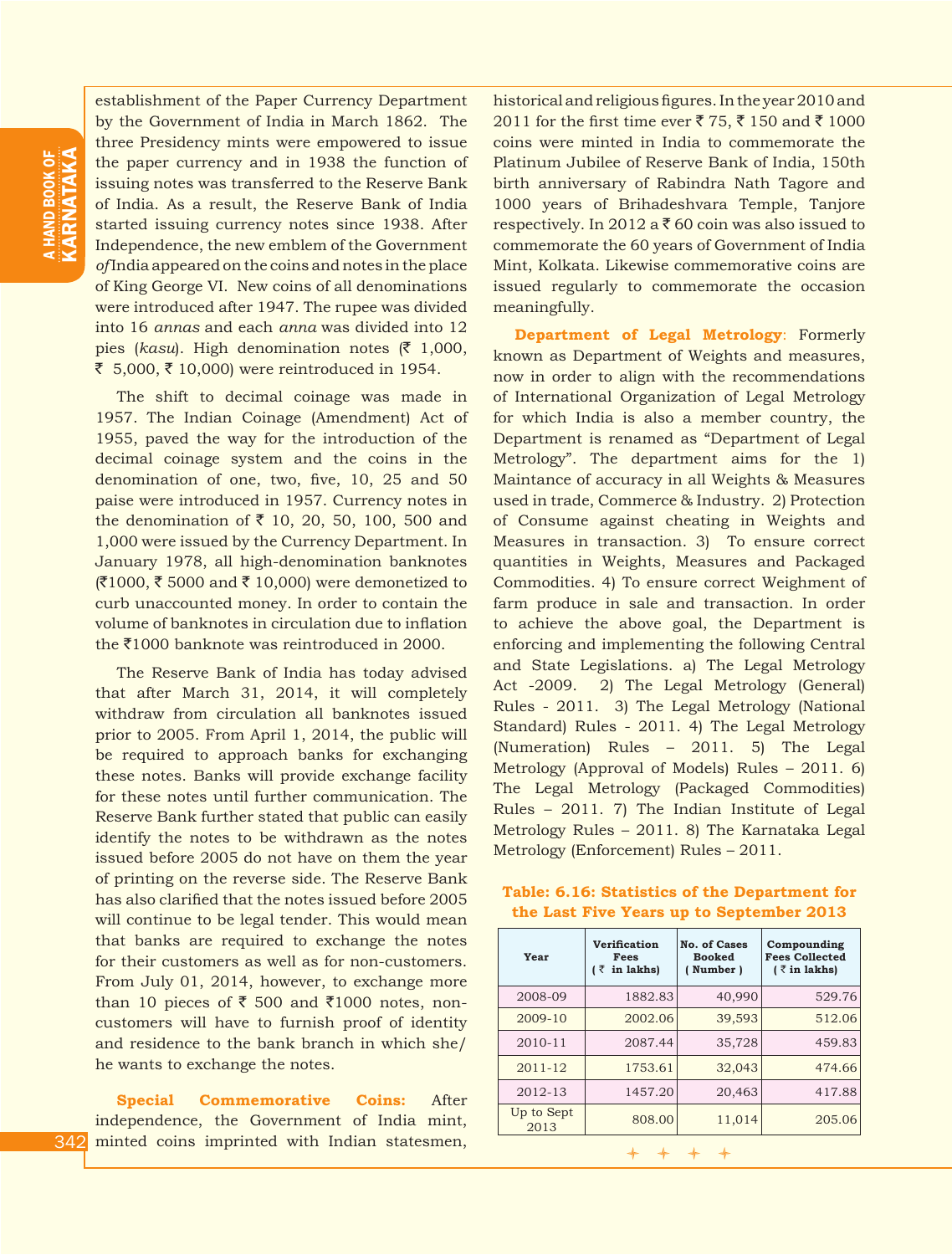establishment of the Paper Currency Department by the Government of India in March 1862. The three Presidency mints were empowered to issue the paper currency and in 1938 the function of issuing notes was transferred to the Reserve Bank of India. As a result, the Reserve Bank of India started issuing currency notes since 1938. After Independence, the new emblem of the Government *of* India appeared on the coins and notes in the place of King George VI. New coins of all denominations were introduced after 1947. The rupee was divided into 16 *annas* and each *anna* was divided into 12 pies (*kasu*). High denomination notes (₹ 1,000, ₹ 5,000, ₹ 10,000) were reintroduced in 1954.

The shift to decimal coinage was made in 1957. The Indian Coinage (Amendment) Act of 1955, paved the way for the introduction of the decimal coinage system and the coins in the denomination of one, two, five, 10, 25 and 50 paise were introduced in 1957. Currency notes in the denomination of ₹ 10, 20, 50, 100, 500 and 1,000 were issued by the Currency Department. In January 1978, all high-denomination banknotes (₹1000, ₹ 5000 and ₹ 10,000) were demonetized to curb unaccounted money. In order to contain the volume of banknotes in circulation due to inflation the ₹1000 banknote was reintroduced in 2000.

The Reserve Bank of India has today advised that after March 31, 2014, it will completely withdraw from circulation all banknotes issued prior to 2005. From April 1, 2014, the public will be required to approach banks for exchanging these notes. Banks will provide exchange facility for these notes until further communication. The Reserve Bank further stated that public can easily identify the notes to be withdrawn as the notes issued before 2005 do not have on them the year of printing on the reverse side. The Reserve Bank has also clarified that the notes issued before 2005 will continue to be legal tender. This would mean that banks are required to exchange the notes for their customers as well as for non-customers. From July 01, 2014, however, to exchange more than 10 pieces of ₹ 500 and ₹1000 notes, non-customers will have to furnish proof of identity and residence to the bank branch in which she/he wants to exchange the notes.

**Special Commemorative Coins:** After independence, the Government of India mint, minted coins imprinted with Indian statesmen, historical and religious figures. In the year 2010 and 2011 for the first time ever ₹ 75, ₹ 150 and ₹ 1000 coins were minted in India to commemorate the Platinum Jubilee of Reserve Bank of India, 150th birth anniversary of Rabindra Nath Tagore and 1000 years of Brihadeshvara Temple, Tanjore respectively. In 2012 a ₹ 60 coin was also issued to commemorate the 60 years of Government of India Mint, Kolkata. Likewise commemorative coins are issued regularly to commemorate the occasion meaningfully.

**Department of Legal Metrology**: Formerly known as Department of Weights and measures, now in order to align with the recommendations of International Organization of Legal Metrology for which India is also a member country, the Department is renamed as "Department of Legal Metrology". The department aims for the 1) Maintance of accuracy in all Weights & Measures used in trade, Commerce & Industry. 2) Protection of Consume against cheating in Weights and Measures in transaction. 3) To ensure correct quantities in Weights, Measures and Packaged Commodities. 4) To ensure correct Weighment of farm produce in sale and transaction. In order to achieve the above goal, the Department is enforcing and implementing the following Central and State Legislations. a) The Legal Metrology Act -2009. 2) The Legal Metrology (General) Rules - 2011. 3) The Legal Metrology (National Standard) Rules - 2011. 4) The Legal Metrology (Numeration) Rules – 2011. 5) The Legal Metrology (Approval of Models) Rules – 2011. 6) The Legal Metrology (Packaged Commodities) Rules – 2011. 7) The Indian Institute of Legal Metrology Rules – 2011. 8) The Karnataka Legal Metrology (Enforcement) Rules – 2011.

**Table: 6.16: Statistics of the Department for the Last Five Years up to September 2013**

| Year | Verification Fees (₹ in lakhs) | No. of Cases Booked (Number) | Compounding Fees Collected (₹ in lakhs) |
|---|---|---|---|
| 2008-09 | 1882.83 | 40,990 | 529.76 |
| 2009-10 | 2002.06 | 39,593 | 512.06 |
| 2010-11 | 2087.44 | 35,728 | 459.83 |
| 2011-12 | 1753.61 | 32,043 | 474.66 |
| 2012-13 | 1457.20 | 20,463 | 417.88 |
| Up to Sept 2013 | 808.00 | 11,014 | 205.06 |